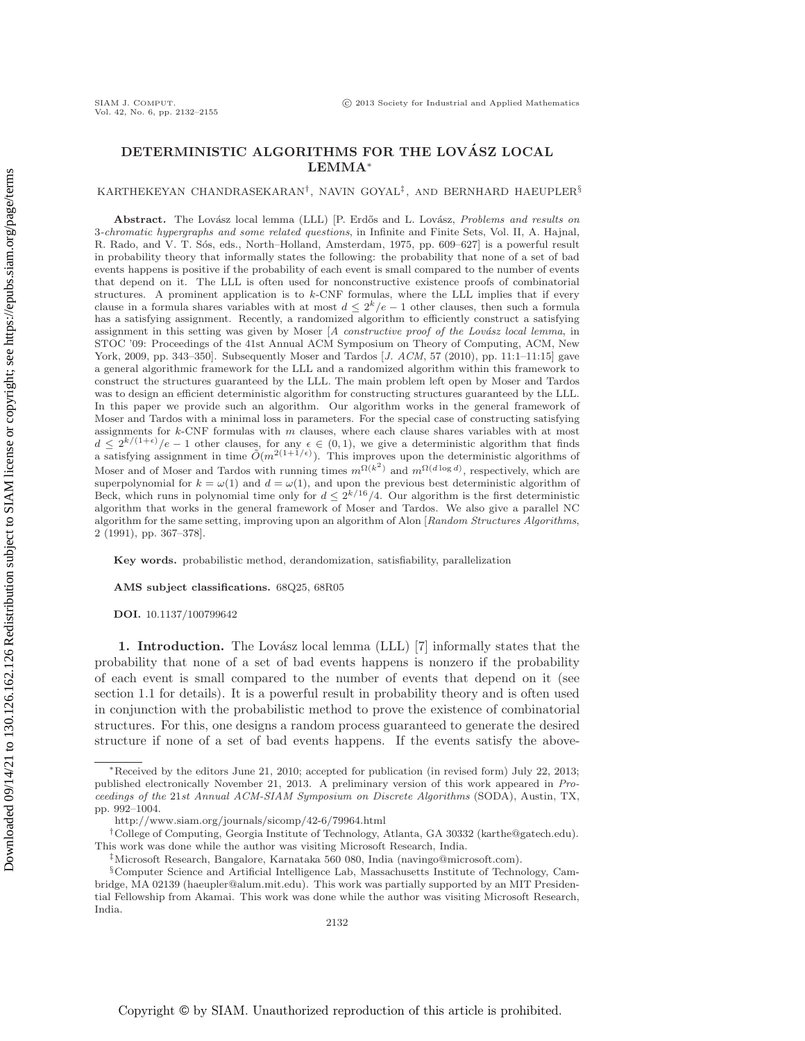# DETERMINISTIC ALGORITHMS FOR THE LOVÁSZ LOCAL LEMMA*

KARTHEKEYAN CHANDRASEKARAN[†], NAVIN GOYAL[‡], AND BERNHARD HAEUPLER[§]

**Abstract.** The Lovász local lemma (LLL) [P. Erdős and L. Lovász, *Problems and results on 3-chromatic hypergraphs and some related questions*, in Infinite and Finite Sets, Vol. II, A. Hajnal, R. Rado, and V. T. Sós, eds., North–Holland, Amsterdam, 1975, pp. 609–627] is a powerful result in probability theory that informally states the following: the probability that none of a set of bad events happens is positive if the probability of each event is small compared to the number of events that depend on it. The LLL is often used for nonconstructive existence proofs of combinatorial structures. A prominent application is to $k$-CNF formulas, where the LLL implies that if every clause in a formula shares variables with at most $d \leq 2^k/e - 1$ other clauses, then such a formula has a satisfying assignment. Recently, a randomized algorithm to efficiently construct a satisfying assignment in this setting was given by Moser [*A constructive proof of the Lovász local lemma*, in STOC '09: Proceedings of the 41st Annual ACM Symposium on Theory of Computing, ACM, New York, 2009, pp. 343–350]. Subsequently Moser and Tardos [*J. ACM*, 57 (2010), pp. 11:1–11:15] gave a general algorithmic framework for the LLL and a randomized algorithm within this framework to construct the structures guaranteed by the LLL. The main problem left open by Moser and Tardos was to design an efficient deterministic algorithm for constructing structures guaranteed by the LLL. In this paper we provide such an algorithm. Our algorithm works in the general framework of Moser and Tardos with a minimal loss in parameters. For the special case of constructing satisfying assignments for $k$-CNF formulas with $m$ clauses, where each clause shares variables with at most $d \leq 2^{k/(1+\epsilon)}/e - 1$ other clauses, for any $\epsilon \in (0, 1)$, we give a deterministic algorithm that finds a satisfying assignment in time $\tilde{O}(m^{2(1+1/\epsilon)})$. This improves upon the deterministic algorithms of Moser and of Moser and Tardos with running times $m^{\Omega(k^2)}$ and $m^{\Omega(d \log d)}$, respectively, which are superpolynomial for $k = \omega(1)$ and $d = \omega(1)$, and upon the previous best deterministic algorithm of Beck, which runs in polynomial time only for $d \leq 2^{k/16}/4$. Our algorithm is the first deterministic algorithm that works in the general framework of Moser and Tardos. We also give a parallel NC algorithm for the same setting, improving upon an algorithm of Alon [*Random Structures Algorithms*, 2 (1991), pp. 367–378].

**Key words.** probabilistic method, derandomization, satisfiability, parallelization

**AMS subject classifications.** 68Q25, 68R05

**DOI.** 10.1137/100799642

## 1. Introduction.

The Lovász local lemma (LLL) [7] informally states that the probability that none of a set of bad events happens is nonzero if the probability of each event is small compared to the number of events that depend on it (see section 1.1 for details). It is a powerful result in probability theory and is often used in conjunction with the probabilistic method to prove the existence of combinatorial structures. For this, one designs a random process guaranteed to generate the desired structure if none of a set of bad events happens. If the events satisfy the above-

---

*Received by the editors June 21, 2010; accepted for publication (in revised form) July 22, 2013; published electronically November 21, 2013. A preliminary version of this work appeared in *Proceedings of the 21st Annual ACM-SIAM Symposium on Discrete Algorithms* (SODA), Austin, TX, pp. 992–1004.

http://www.siam.org/journals/sicomp/42-6/79964.html

[†]College of Computing, Georgia Institute of Technology, Atlanta, GA 30332 (karthe@gatech.edu). This work was done while the author was visiting Microsoft Research, India.

[‡]Microsoft Research, Bangalore, Karnataka 560 080, India (navingo@microsoft.com).

[§]Computer Science and Artificial Intelligence Lab, Massachusetts Institute of Technology, Cambridge, MA 02139 (haeupler@alum.mit.edu). This work was partially supported by an MIT Presidential Fellowship from Akamai. This work was done while the author was visiting Microsoft Research, India.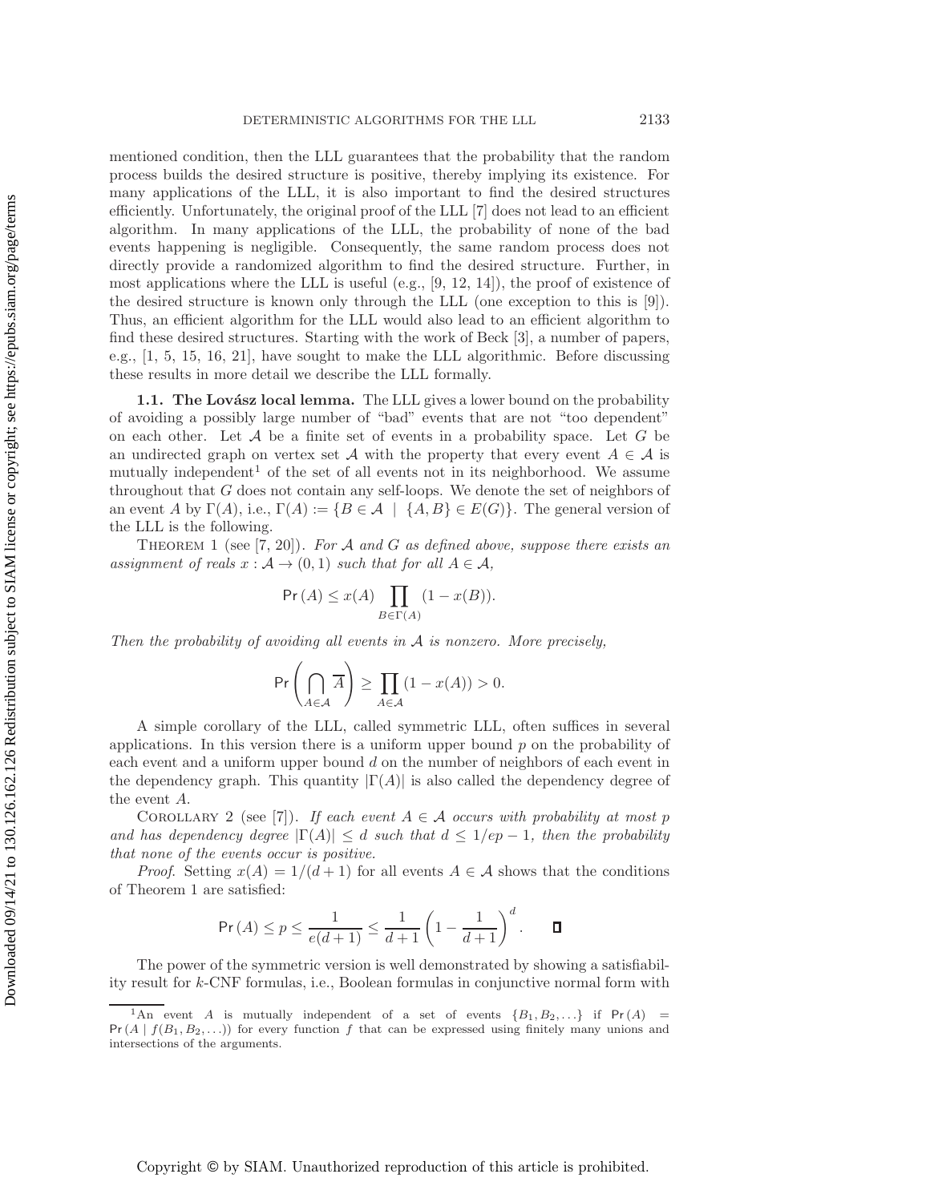mentioned condition, then the LLL guarantees that the probability that the random process builds the desired structure is positive, thereby implying its existence. For many applications of the LLL, it is also important to find the desired structures efficiently. Unfortunately, the original proof of the LLL [7] does not lead to an efficient algorithm. In many applications of the LLL, the probability of none of the bad events happening is negligible. Consequently, the same random process does not directly provide a randomized algorithm to find the desired structure. Further, in most applications where the LLL is useful (e.g., [9, 12, 14]), the proof of existence of the desired structure is known only through the LLL (one exception to this is [9]). Thus, an efficient algorithm for the LLL would also lead to an efficient algorithm to find these desired structures. Starting with the work of Beck [3], a number of papers, e.g., [1, 5, 15, 16, 21], have sought to make the LLL algorithmic. Before discussing these results in more detail we describe the LLL formally.

### 1.1. The Lovász local lemma.

The LLL gives a lower bound on the probability of avoiding a possibly large number of "bad" events that are not "too dependent" on each other. Let $\mathcal{A}$ be a finite set of events in a probability space. Let $G$ be an undirected graph on vertex set $\mathcal{A}$ with the property that every event $A \in \mathcal{A}$ is mutually independent[1] of the set of all events not in its neighborhood. We assume throughout that $G$ does not contain any self-loops. We denote the set of neighbors of an event $A$ by $\Gamma(A)$, i.e., $\Gamma(A) := \{B \in \mathcal{A} \mid \{A, B\} \in E(G)\}$. The general version of the LLL is the following.

Theorem 1 (see [7, 20]). *For $\mathcal{A}$ and $G$ as defined above, suppose there exists an assignment of reals $x : \mathcal{A} \to (0, 1)$ such that for all $A \in \mathcal{A}$,*

$$\Pr(A) \leq x(A) \prod_{B \in \Gamma(A)} (1 - x(B)).$$

*Then the probability of avoiding all events in $\mathcal{A}$ is nonzero. More precisely,*

$$\Pr\left( \bigcap_{A \in \mathcal{A}} \overline{A} \right) \geq \prod_{A \in \mathcal{A}} (1 - x(A)) > 0.$$

A simple corollary of the LLL, called symmetric LLL, often suffices in several applications. In this version there is a uniform upper bound $p$ on the probability of each event and a uniform upper bound $d$ on the number of neighbors of each event in the dependency graph. This quantity $|\Gamma(A)|$ is also called the dependency degree of the event $A$.

Corollary 2 (see [7]). *If each event $A \in \mathcal{A}$ occurs with probability at most $p$ and has dependency degree $|\Gamma(A)| \leq d$ such that $d \leq 1/ep - 1$, then the probability that none of the events occur is positive.*

*Proof.* Setting $x(A) = 1/(d + 1)$ for all events $A \in \mathcal{A}$ shows that the conditions of Theorem 1 are satisfied:

$$\Pr(A) \leq p \leq \frac{1}{e(d+1)} \leq \frac{1}{d+1} \left(1 - \frac{1}{d+1}\right)^d. \qquad \square$$

The power of the symmetric version is well demonstrated by showing a satisfiability result for $k$-CNF formulas, i.e., Boolean formulas in conjunctive normal form with

[1] An event $A$ is mutually independent of a set of events $\{B_1, B_2, \ldots\}$ if $\Pr(A) = \Pr(A \mid f(B_1, B_2, \ldots))$ for every function $f$ that can be expressed using finitely many unions and intersections of the arguments.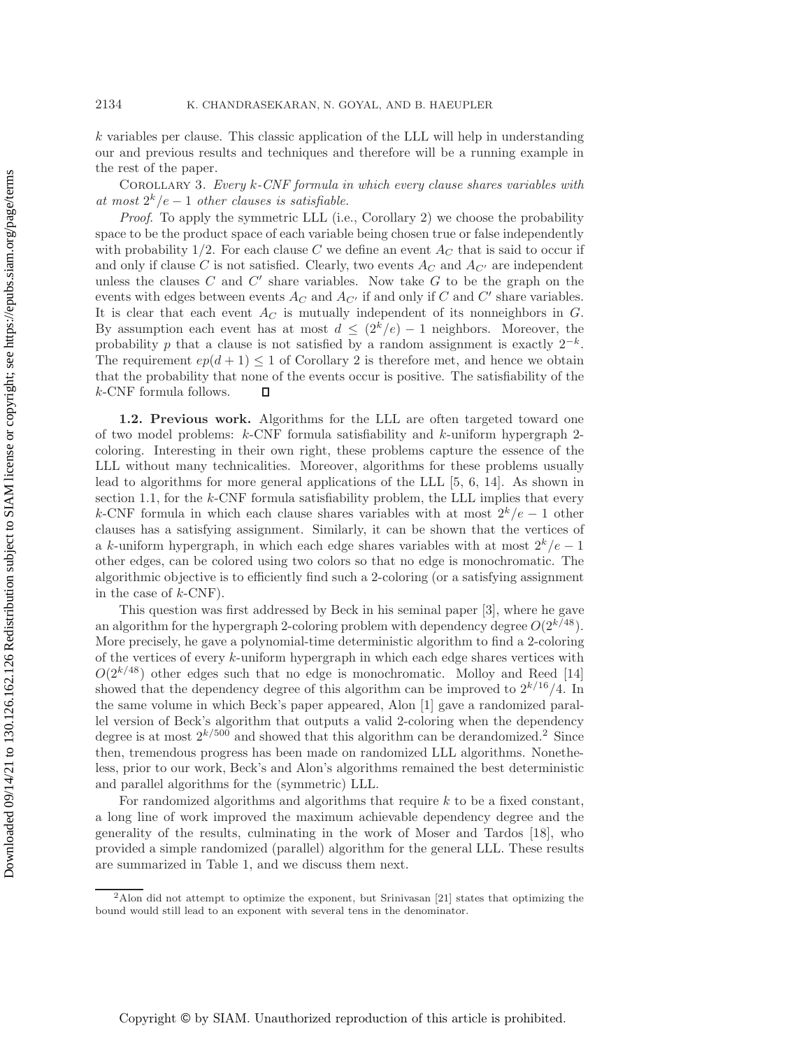$k$ variables per clause. This classic application of the LLL will help in understanding our and previous results and techniques and therefore will be a running example in the rest of the paper.

Corollary 3. *Every $k$-CNF formula in which every clause shares variables with at most $2^k/e - 1$ other clauses is satisfiable.*

*Proof.* To apply the symmetric LLL (i.e., Corollary 2) we choose the probability space to be the product space of each variable being chosen true or false independently with probability $1/2$. For each clause $C$ we define an event $A_C$ that is said to occur if and only if clause $C$ is not satisfied. Clearly, two events $A_C$ and $A_{C'}$ are independent unless the clauses $C$ and $C'$ share variables. Now take $G$ to be the graph on the events with edges between events $A_C$ and $A_{C'}$ if and only if $C$ and $C'$ share variables. It is clear that each event $A_C$ is mutually independent of its nonneighbors in $G$. By assumption each event has at most $d \leq (2^k/e) - 1$ neighbors. Moreover, the probability $p$ that a clause is not satisfied by a random assignment is exactly $2^{-k}$. The requirement $ep(d+1) \leq 1$ of Corollary 2 is therefore met, and hence we obtain that the probability that none of the events occur is positive. The satisfiability of the $k$-CNF formula follows. ∎

### 1.2. Previous work.

Algorithms for the LLL are often targeted toward one of two model problems: $k$-CNF formula satisfiability and $k$-uniform hypergraph 2-coloring. Interesting in their own right, these problems capture the essence of the LLL without many technicalities. Moreover, algorithms for these problems usually lead to algorithms for more general applications of the LLL [5, 6, 14]. As shown in section 1.1, for the $k$-CNF formula satisfiability problem, the LLL implies that every $k$-CNF formula in which each clause shares variables with at most $2^k/e - 1$ other clauses has a satisfying assignment. Similarly, it can be shown that the vertices of a $k$-uniform hypergraph, in which each edge shares variables with at most $2^k/e - 1$ other edges, can be colored using two colors so that no edge is monochromatic. The algorithmic objective is to efficiently find such a 2-coloring (or a satisfying assignment in the case of $k$-CNF).

This question was first addressed by Beck in his seminal paper [3], where he gave an algorithm for the hypergraph 2-coloring problem with dependency degree $O(2^{k/48})$. More precisely, he gave a polynomial-time deterministic algorithm to find a 2-coloring of the vertices of every $k$-uniform hypergraph in which each edge shares vertices with $O(2^{k/48})$ other edges such that no edge is monochromatic. Molloy and Reed [14] showed that the dependency degree of this algorithm can be improved to $2^{k/16}/4$. In the same volume in which Beck's paper appeared, Alon [1] gave a randomized parallel version of Beck's algorithm that outputs a valid 2-coloring when the dependency degree is at most $2^{k/500}$ and showed that this algorithm can be derandomized.[2] Since then, tremendous progress has been made on randomized LLL algorithms. Nonetheless, prior to our work, Beck's and Alon's algorithms remained the best deterministic and parallel algorithms for the (symmetric) LLL.

For randomized algorithms and algorithms that require $k$ to be a fixed constant, a long line of work improved the maximum achievable dependency degree and the generality of the results, culminating in the work of Moser and Tardos [18], who provided a simple randomized (parallel) algorithm for the general LLL. These results are summarized in Table 1, and we discuss them next.

[2] Alon did not attempt to optimize the exponent, but Srinivasan [21] states that optimizing the bound would still lead to an exponent with several tens in the denominator.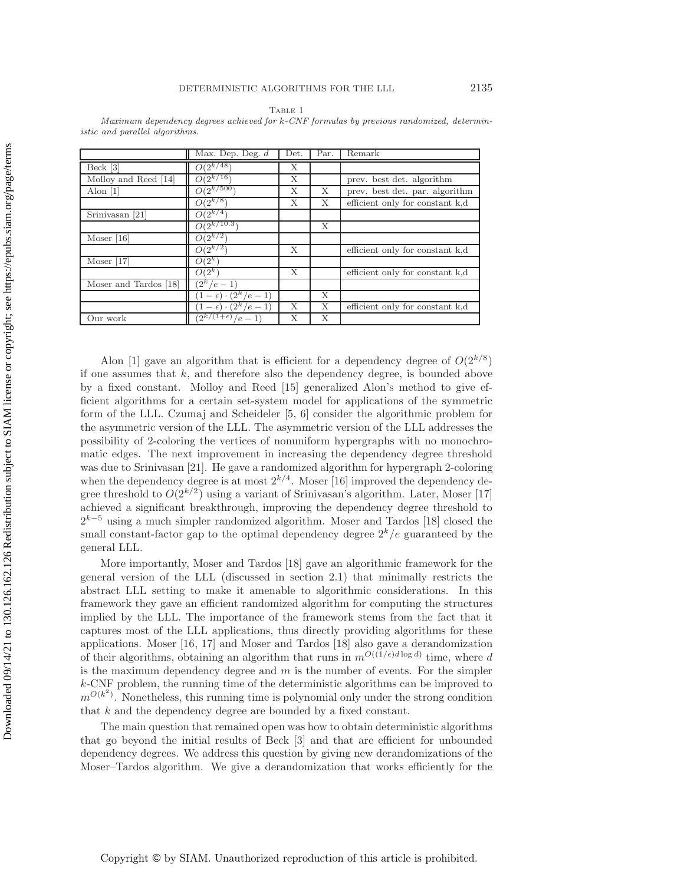Table 1

*Maximum dependency degrees achieved for k-CNF formulas by previous randomized, deterministic and parallel algorithms.*

| | Max. Dep. Deg. $d$ | Det. | Par. | Remark |
|---|---|---|---|---|
| Beck [3] | $O(2^{k/48})$ | X | | |
| Molloy and Reed [14] | $O(2^{k/16})$ | X | | prev. best det. algorithm |
| Alon [1] | $O(2^{k/500})$ | X | X | prev. best det. par. algorithm |
| | $O(2^{k/8})$ | X | X | efficient only for constant k,d |
| Srinivasan [21] | $O(2^{k/4})$ | | | |
| | $O(2^{k/10.3})$ | | X | |
| Moser [16] | $O(2^{k/2})$ | | | |
| | $O(2^{k/2})$ | X | | efficient only for constant k,d |
| Moser [17] | $O(2^{k})$ | | | |
| | $O(2^{k})$ | X | | efficient only for constant k,d |
| Moser and Tardos [18] | $(2^{k}/e-1)$ | | | |
| | $(1-\epsilon)\cdot(2^{k}/e-1)$ | | X | |
| | $(1-\epsilon)\cdot(2^{k}/e-1)$ | X | X | efficient only for constant k,d |
| Our work | $(2^{k/(1+\epsilon)}/e-1)$ | X | X | |

Alon [1] gave an algorithm that is efficient for a dependency degree of $O(2^{k/8})$ if one assumes that $k$, and therefore also the dependency degree, is bounded above by a fixed constant. Molloy and Reed [15] generalized Alon's method to give efficient algorithms for a certain set-system model for applications of the symmetric form of the LLL. Czumaj and Scheideler [5, 6] consider the algorithmic problem for the asymmetric version of the LLL. The asymmetric version of the LLL addresses the possibility of 2-coloring the vertices of nonuniform hypergraphs with no monochromatic edges. The next improvement in increasing the dependency degree threshold was due to Srinivasan [21]. He gave a randomized algorithm for hypergraph 2-coloring when the dependency degree is at most $2^{k/4}$. Moser [16] improved the dependency degree threshold to $O(2^{k/2})$ using a variant of Srinivasan's algorithm. Later, Moser [17] achieved a significant breakthrough, improving the dependency degree threshold to $2^{k-5}$ using a much simpler randomized algorithm. Moser and Tardos [18] closed the small constant-factor gap to the optimal dependency degree $2^k/e$ guaranteed by the general LLL.

More importantly, Moser and Tardos [18] gave an algorithmic framework for the general version of the LLL (discussed in section 2.1) that minimally restricts the abstract LLL setting to make it amenable to algorithmic considerations. In this framework they gave an efficient randomized algorithm for computing the structures implied by the LLL. The importance of the framework stems from the fact that it captures most of the LLL applications, thus directly providing algorithms for these applications. Moser [16, 17] and Moser and Tardos [18] also gave a derandomization of their algorithms, obtaining an algorithm that runs in $m^{O((1/\epsilon)d\log d)}$ time, where $d$ is the maximum dependency degree and $m$ is the number of events. For the simpler $k$-CNF problem, the running time of the deterministic algorithms can be improved to $m^{O(k^2)}$. Nonetheless, this running time is polynomial only under the strong condition that $k$ and the dependency degree are bounded by a fixed constant.

The main question that remained open was how to obtain deterministic algorithms that go beyond the initial results of Beck [3] and that are efficient for unbounded dependency degrees. We address this question by giving new derandomizations of the Moser–Tardos algorithm. We give a derandomization that works efficiently for the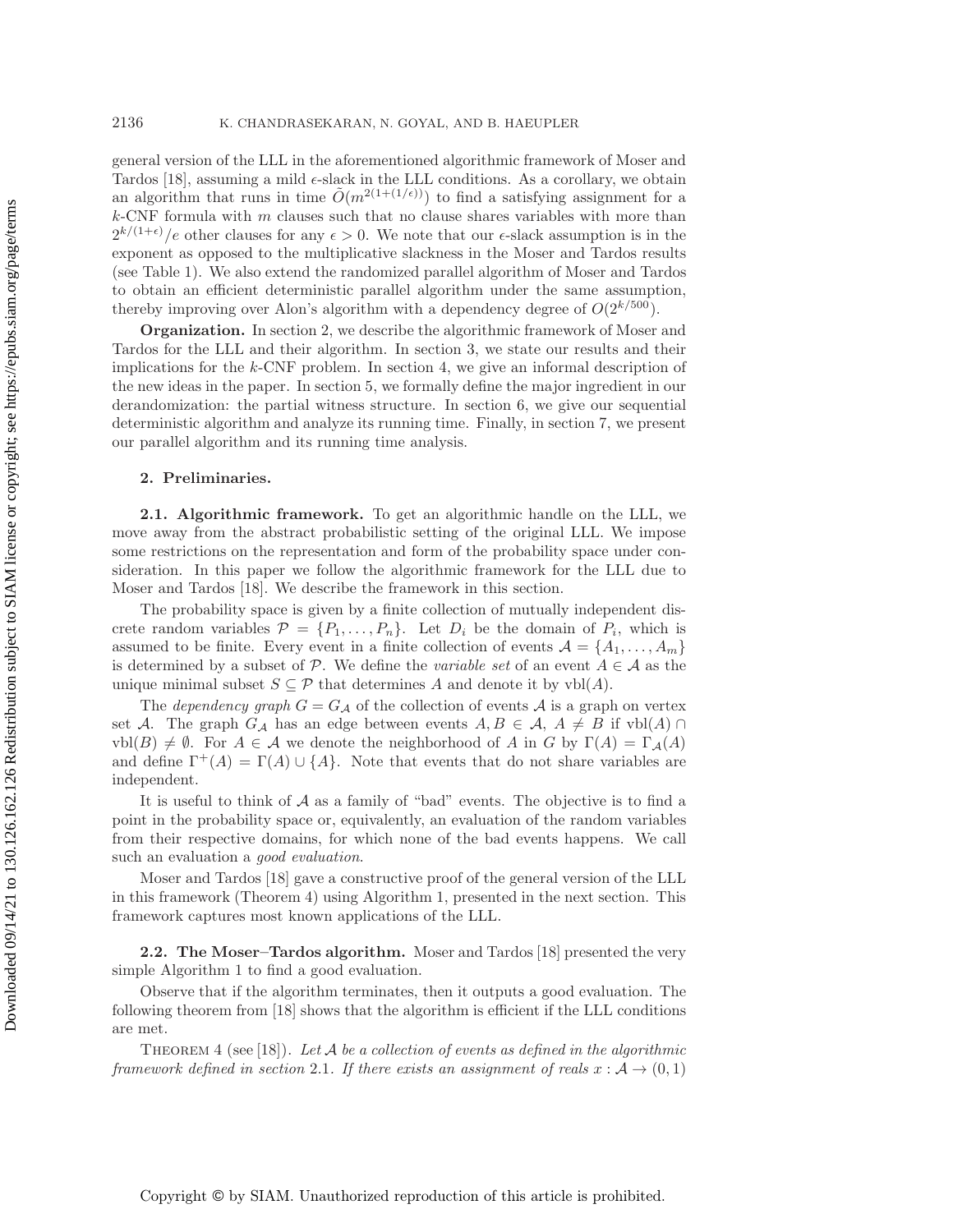general version of the LLL in the aforementioned algorithmic framework of Moser and Tardos [18], assuming a mild $\epsilon$-slack in the LLL conditions. As a corollary, we obtain an algorithm that runs in time $\tilde{O}(m^{2(1+(1/\epsilon))})$ to find a satisfying assignment for a $k$-CNF formula with $m$ clauses such that no clause shares variables with more than $2^{k/(1+\epsilon)}/e$ other clauses for any $\epsilon > 0$. We note that our $\epsilon$-slack assumption is in the exponent as opposed to the multiplicative slackness in the Moser and Tardos results (see Table 1). We also extend the randomized parallel algorithm of Moser and Tardos to obtain an efficient deterministic parallel algorithm under the same assumption, thereby improving over Alon's algorithm with a dependency degree of $O(2^{k/500})$.

**Organization.** In section 2, we describe the algorithmic framework of Moser and Tardos for the LLL and their algorithm. In section 3, we state our results and their implications for the $k$-CNF problem. In section 4, we give an informal description of the new ideas in the paper. In section 5, we formally define the major ingredient in our derandomization: the partial witness structure. In section 6, we give our sequential deterministic algorithm and analyze its running time. Finally, in section 7, we present our parallel algorithm and its running time analysis.

## 2. Preliminaries.

### 2.1. Algorithmic framework.

To get an algorithmic handle on the LLL, we move away from the abstract probabilistic setting of the original LLL. We impose some restrictions on the representation and form of the probability space under consideration. In this paper we follow the algorithmic framework for the LLL due to Moser and Tardos [18]. We describe the framework in this section.

The probability space is given by a finite collection of mutually independent discrete random variables $\mathcal{P} = \{P_1, \ldots, P_n\}$. Let $D_i$ be the domain of $P_i$, which is assumed to be finite. Every event in a finite collection of events $\mathcal{A} = \{A_1, \ldots, A_m\}$ is determined by a subset of $\mathcal{P}$. We define the *variable set* of an event $A \in \mathcal{A}$ as the unique minimal subset $S \subseteq \mathcal{P}$ that determines $A$ and denote it by $\text{vbl}(A)$.

The *dependency graph* $G = G_{\mathcal{A}}$ of the collection of events $\mathcal{A}$ is a graph on vertex set $\mathcal{A}$. The graph $G_{\mathcal{A}}$ has an edge between events $A, B \in \mathcal{A}$, $A \neq B$ if $\text{vbl}(A) \cap \text{vbl}(B) \neq \emptyset$. For $A \in \mathcal{A}$ we denote the neighborhood of $A$ in $G$ by $\Gamma(A) = \Gamma_{\mathcal{A}}(A)$ and define $\Gamma^+(A) = \Gamma(A) \cup \{A\}$. Note that events that do not share variables are independent.

It is useful to think of $\mathcal{A}$ as a family of "bad" events. The objective is to find a point in the probability space or, equivalently, an evaluation of the random variables from their respective domains, for which none of the bad events happens. We call such an evaluation a *good evaluation*.

Moser and Tardos [18] gave a constructive proof of the general version of the LLL in this framework (Theorem 4) using Algorithm 1, presented in the next section. This framework captures most known applications of the LLL.

### 2.2. The Moser–Tardos algorithm.

Moser and Tardos [18] presented the very simple Algorithm 1 to find a good evaluation.

Observe that if the algorithm terminates, then it outputs a good evaluation. The following theorem from [18] shows that the algorithm is efficient if the LLL conditions are met.

THEOREM 4 (see [18]). *Let $\mathcal{A}$ be a collection of events as defined in the algorithmic framework defined in section 2.1. If there exists an assignment of reals $x : \mathcal{A} \to (0, 1)$*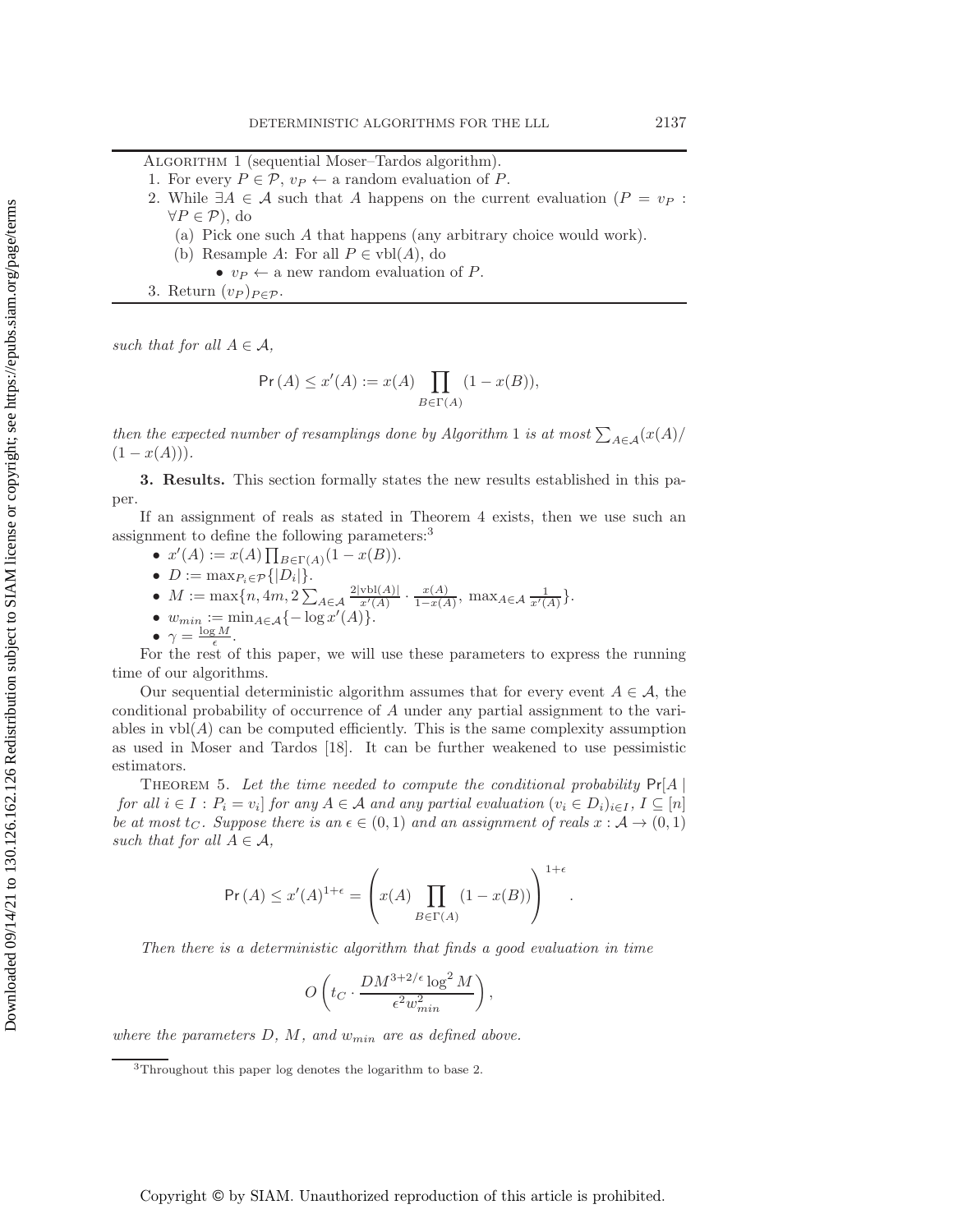---

ALGORITHM 1 (sequential Moser–Tardos algorithm).

1. For every $P \in \mathcal{P}$, $v_P \leftarrow$ a random evaluation of $P$.
2. While $\exists A \in \mathcal{A}$ such that $A$ happens on the current evaluation ($P = v_P$ : $\forall P \in \mathcal{P}$), do
   (a) Pick one such $A$ that happens (any arbitrary choice would work).
   (b) Resample $A$: For all $P \in \text{vbl}(A)$, do
      - $v_P \leftarrow$ a new random evaluation of $P$.
3. Return $(v_P)_{P \in \mathcal{P}}$.

---

*such that for all $A \in \mathcal{A}$,*

$$\Pr(A) \leq x'(A) := x(A) \prod_{B \in \Gamma(A)} (1 - x(B)),$$

*then the expected number of resamplings done by Algorithm 1 is at most $\sum_{A \in \mathcal{A}}(x(A)/(1-x(A)))$.*

**3. Results.** This section formally states the new results established in this paper.

If an assignment of reals as stated in Theorem 4 exists, then we use such an assignment to define the following parameters:[3]

- $x'(A) := x(A) \prod_{B \in \Gamma(A)} (1 - x(B))$.
- $D := \max_{P_i \in \mathcal{P}} \{|D_i|\}$.
- $M := \max\{n, 4m, 2\sum_{A \in \mathcal{A}} \frac{2|\text{vbl}(A)|}{x'(A)} \cdot \frac{x(A)}{1-x(A)}, \max_{A \in \mathcal{A}} \frac{1}{x'(A)}\}$.
- $w_{min} := \min_{A \in \mathcal{A}} \{-\log x'(A)\}$.
- $\gamma = \frac{\log M}{\epsilon}$.

For the rest of this paper, we will use these parameters to express the running time of our algorithms.

Our sequential deterministic algorithm assumes that for every event $A \in \mathcal{A}$, the conditional probability of occurrence of $A$ under any partial assignment to the variables in $\text{vbl}(A)$ can be computed efficiently. This is the same complexity assumption as used in Moser and Tardos [18]. It can be further weakened to use pessimistic estimators.

THEOREM 5. *Let the time needed to compute the conditional probability $\Pr[A \mid$ for all $i \in I : P_i = v_i]$ for any $A \in \mathcal{A}$ and any partial evaluation $(v_i \in D_i)_{i \in I}$, $I \subseteq [n]$ be at most $t_C$. Suppose there is an $\epsilon \in (0, 1)$ and an assignment of reals $x : \mathcal{A} \to (0, 1)$ such that for all $A \in \mathcal{A}$,*

$$\Pr(A) \leq x'(A)^{1+\epsilon} = \left( x(A) \prod_{B \in \Gamma(A)} (1 - x(B)) \right)^{1+\epsilon}.$$

*Then there is a deterministic algorithm that finds a good evaluation in time*

$$O\left( t_C \cdot \frac{DM^{3+2/\epsilon} \log^2 M}{\epsilon^2 w_{min}^2} \right),$$

*where the parameters $D$, $M$, and $w_{min}$ are as defined above.*

---

[3]Throughout this paper log denotes the logarithm to base 2.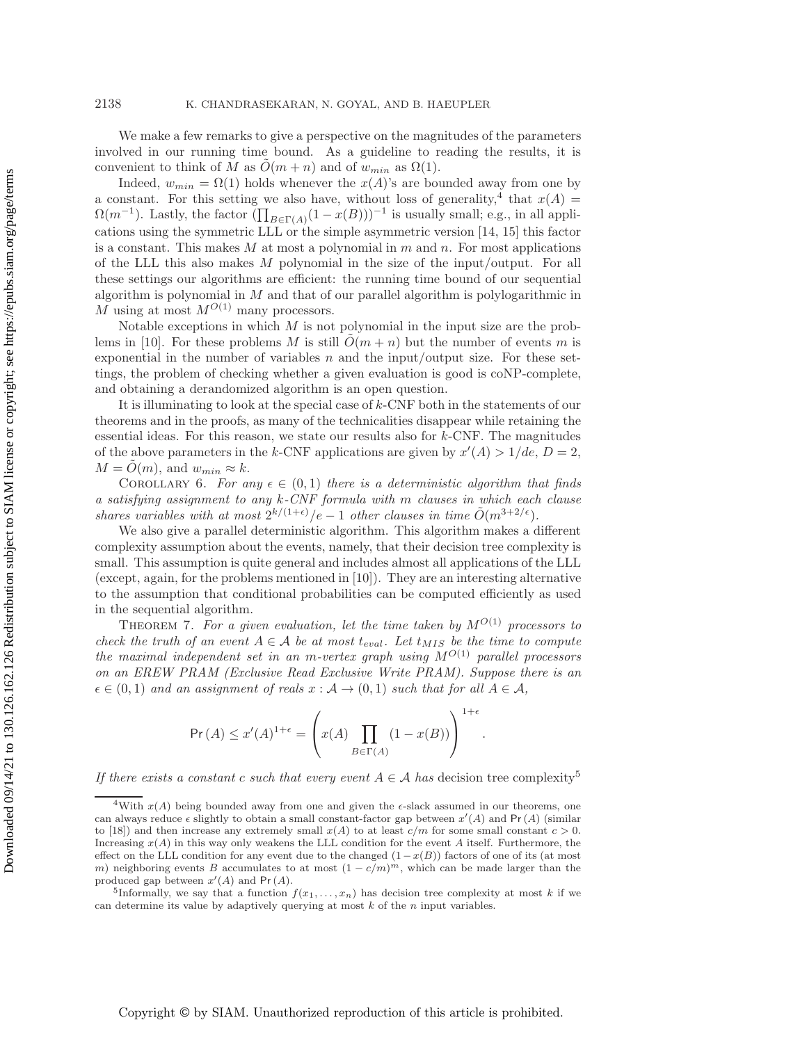We make a few remarks to give a perspective on the magnitudes of the parameters involved in our running time bound. As a guideline to reading the results, it is convenient to think of $M$ as $\tilde{O}(m+n)$ and of $w_{min}$ as $\Omega(1)$.

Indeed, $w_{min} = \Omega(1)$ holds whenever the $x(A)$'s are bounded away from one by a constant. For this setting we also have, without loss of generality,[4] that $x(A) = \Omega(m^{-1})$. Lastly, the factor $(\prod_{B \in \Gamma(A)}(1 - x(B)))^{-1}$ is usually small; e.g., in all applications using the symmetric LLL or the simple asymmetric version [14, 15] this factor is a constant. This makes $M$ at most a polynomial in $m$ and $n$. For most applications of the LLL this also makes $M$ polynomial in the size of the input/output. For all these settings our algorithms are efficient: the running time bound of our sequential algorithm is polynomial in $M$ and that of our parallel algorithm is polylogarithmic in $M$ using at most $M^{O(1)}$ many processors.

Notable exceptions in which $M$ is not polynomial in the input size are the problems in [10]. For these problems $M$ is still $\tilde{O}(m+n)$ but the number of events $m$ is exponential in the number of variables $n$ and the input/output size. For these settings, the problem of checking whether a given evaluation is good is coNP-complete, and obtaining a derandomized algorithm is an open question.

It is illuminating to look at the special case of $k$-CNF both in the statements of our theorems and in the proofs, as many of the technicalities disappear while retaining the essential ideas. For this reason, we state our results also for $k$-CNF. The magnitudes of the above parameters in the $k$-CNF applications are given by $x'(A) > 1/de$, $D = 2$, $M = \tilde{O}(m)$, and $w_{min} \approx k$.

Corollary 6. *For any $\epsilon \in (0,1)$ there is a deterministic algorithm that finds a satisfying assignment to any $k$-CNF formula with $m$ clauses in which each clause shares variables with at most $2^{k/(1+\epsilon)}/e - 1$ other clauses in time $\tilde{O}(m^{3+2/\epsilon})$.*

We also give a parallel deterministic algorithm. This algorithm makes a different complexity assumption about the events, namely, that their decision tree complexity is small. This assumption is quite general and includes almost all applications of the LLL (except, again, for the problems mentioned in [10]). They are an interesting alternative to the assumption that conditional probabilities can be computed efficiently as used in the sequential algorithm.

Theorem 7. *For a given evaluation, let the time taken by $M^{O(1)}$ processors to check the truth of an event $A \in \mathcal{A}$ be at most $t_{eval}$. Let $t_{MIS}$ be the time to compute the maximal independent set in an $m$-vertex graph using $M^{O(1)}$ parallel processors on an EREW PRAM (Exclusive Read Exclusive Write PRAM). Suppose there is an $\epsilon \in (0,1)$ and an assignment of reals $x : \mathcal{A} \to (0,1)$ such that for all $A \in \mathcal{A}$,*

$$\Pr(A) \leq x'(A)^{1+\epsilon} = \left( x(A) \prod_{B \in \Gamma(A)} (1 - x(B)) \right)^{1+\epsilon}.$$

*If there exists a constant $c$ such that every event $A \in \mathcal{A}$ has* decision tree complexity[5]

---

[4] With $x(A)$ being bounded away from one and given the $\epsilon$-slack assumed in our theorems, one can always reduce $\epsilon$ slightly to obtain a small constant-factor gap between $x'(A)$ and $\Pr(A)$ (similar to [18]) and then increase any extremely small $x(A)$ to at least $c/m$ for some small constant $c > 0$. Increasing $x(A)$ in this way only weakens the LLL condition for the event $A$ itself. Furthermore, the effect on the LLL condition for any event due to the changed $(1 - x(B))$ factors of one of its (at most $m$) neighboring events $B$ accumulates to at most $(1 - c/m)^m$, which can be made larger than the produced gap between $x'(A)$ and $\Pr(A)$.

[5] Informally, we say that a function $f(x_1, \ldots, x_n)$ has decision tree complexity at most $k$ if we can determine its value by adaptively querying at most $k$ of the $n$ input variables.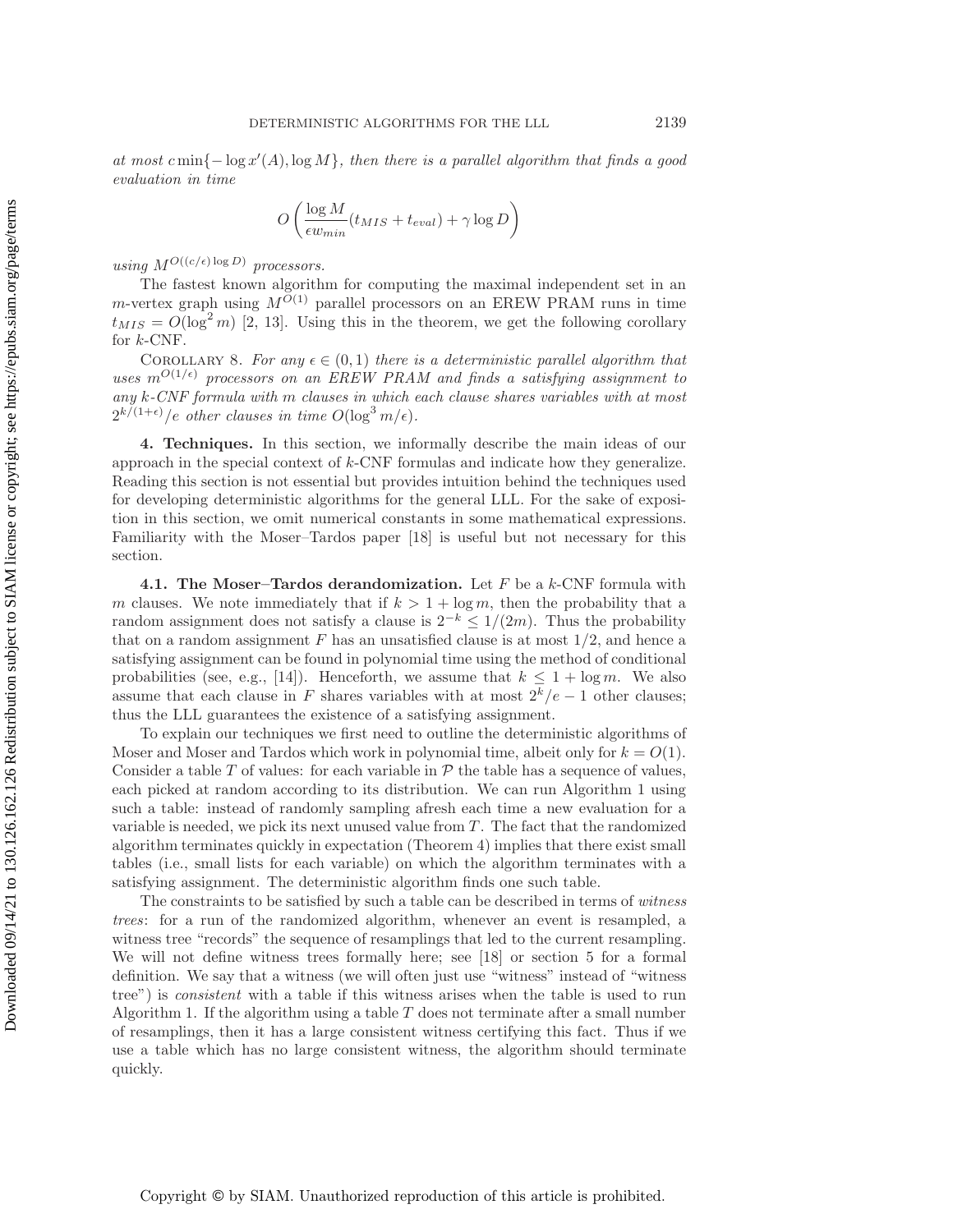*at most* $c\min\{-\log x'(A), \log M\}$*, then there is a parallel algorithm that finds a good evaluation in time*

$$O\left(\frac{\log M}{\epsilon w_{min}}(t_{MIS} + t_{eval}) + \gamma \log D\right)$$

*using* $M^{O((c/\epsilon)\log D)}$ *processors.*

The fastest known algorithm for computing the maximal independent set in an $m$-vertex graph using $M^{O(1)}$ parallel processors on an EREW PRAM runs in time $t_{MIS} = O(\log^2 m)$ [2, 13]. Using this in the theorem, we get the following corollary for $k$-CNF.

Corollary 8. *For any* $\epsilon \in (0, 1)$ *there is a deterministic parallel algorithm that uses* $m^{O(1/\epsilon)}$ *processors on an EREW PRAM and finds a satisfying assignment to any* $k$*-CNF formula with* $m$ *clauses in which each clause shares variables with at most* $2^{k/(1+\epsilon)}/e$ *other clauses in time* $O(\log^3 m/\epsilon)$*.*

## 4. Techniques.

In this section, we informally describe the main ideas of our approach in the special context of $k$-CNF formulas and indicate how they generalize. Reading this section is not essential but provides intuition behind the techniques used for developing deterministic algorithms for the general LLL. For the sake of exposition in this section, we omit numerical constants in some mathematical expressions. Familiarity with the Moser–Tardos paper [18] is useful but not necessary for this section.

### 4.1. The Moser–Tardos derandomization.

Let $F$ be a $k$-CNF formula with $m$ clauses. We note immediately that if $k > 1 + \log m$, then the probability that a random assignment does not satisfy a clause is $2^{-k} \leq 1/(2m)$. Thus the probability that on a random assignment $F$ has an unsatisfied clause is at most $1/2$, and hence a satisfying assignment can be found in polynomial time using the method of conditional probabilities (see, e.g., [14]). Henceforth, we assume that $k \leq 1 + \log m$. We also assume that each clause in $F$ shares variables with at most $2^k/e - 1$ other clauses; thus the LLL guarantees the existence of a satisfying assignment.

To explain our techniques we first need to outline the deterministic algorithms of Moser and Moser and Tardos which work in polynomial time, albeit only for $k = O(1)$. Consider a table $T$ of values: for each variable in $\mathcal{P}$ the table has a sequence of values, each picked at random according to its distribution. We can run Algorithm 1 using such a table: instead of randomly sampling afresh each time a new evaluation for a variable is needed, we pick its next unused value from $T$. The fact that the randomized algorithm terminates quickly in expectation (Theorem 4) implies that there exist small tables (i.e., small lists for each variable) on which the algorithm terminates with a satisfying assignment. The deterministic algorithm finds one such table.

The constraints to be satisfied by such a table can be described in terms of *witness trees*: for a run of the randomized algorithm, whenever an event is resampled, a witness tree "records" the sequence of resamplings that led to the current resampling. We will not define witness trees formally here; see [18] or section 5 for a formal definition. We say that a witness (we will often just use "witness" instead of "witness tree") is *consistent* with a table if this witness arises when the table is used to run Algorithm 1. If the algorithm using a table $T$ does not terminate after a small number of resamplings, then it has a large consistent witness certifying this fact. Thus if we use a table which has no large consistent witness, the algorithm should terminate quickly.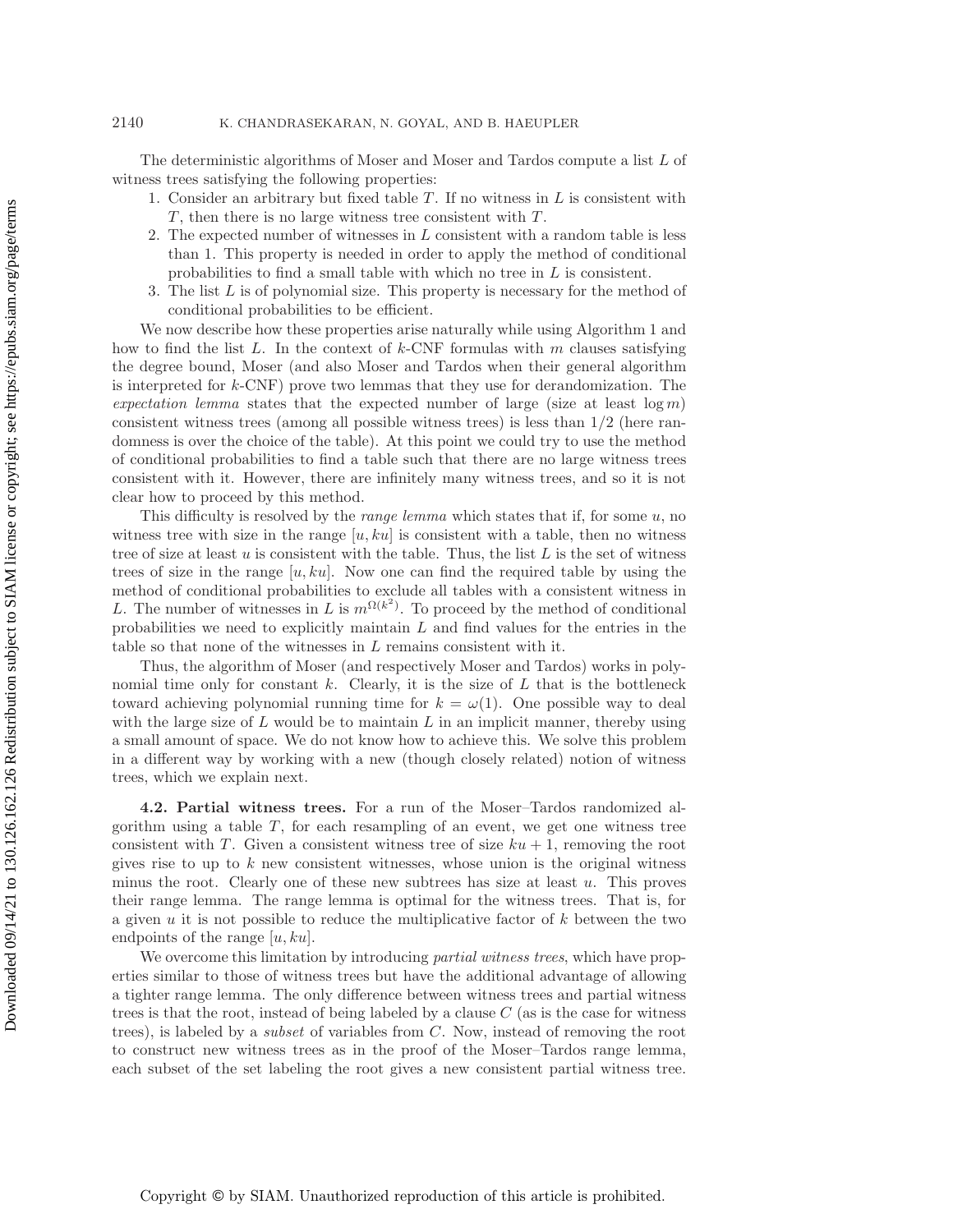The deterministic algorithms of Moser and Moser and Tardos compute a list $L$ of witness trees satisfying the following properties:

1. Consider an arbitrary but fixed table $T$. If no witness in $L$ is consistent with $T$, then there is no large witness tree consistent with $T$.
2. The expected number of witnesses in $L$ consistent with a random table is less than 1. This property is needed in order to apply the method of conditional probabilities to find a small table with which no tree in $L$ is consistent.
3. The list $L$ is of polynomial size. This property is necessary for the method of conditional probabilities to be efficient.

We now describe how these properties arise naturally while using Algorithm 1 and how to find the list $L$. In the context of $k$-CNF formulas with $m$ clauses satisfying the degree bound, Moser (and also Moser and Tardos when their general algorithm is interpreted for $k$-CNF) prove two lemmas that they use for derandomization. The *expectation lemma* states that the expected number of large (size at least $\log m$) consistent witness trees (among all possible witness trees) is less than $1/2$ (here randomness is over the choice of the table). At this point we could try to use the method of conditional probabilities to find a table such that there are no large witness trees consistent with it. However, there are infinitely many witness trees, and so it is not clear how to proceed by this method.

This difficulty is resolved by the *range lemma* which states that if, for some $u$, no witness tree with size in the range $[u, ku]$ is consistent with a table, then no witness tree of size at least $u$ is consistent with the table. Thus, the list $L$ is the set of witness trees of size in the range $[u, ku]$. Now one can find the required table by using the method of conditional probabilities to exclude all tables with a consistent witness in $L$. The number of witnesses in $L$ is $m^{\Omega(k^2)}$. To proceed by the method of conditional probabilities we need to explicitly maintain $L$ and find values for the entries in the table so that none of the witnesses in $L$ remains consistent with it.

Thus, the algorithm of Moser (and respectively Moser and Tardos) works in polynomial time only for constant $k$. Clearly, it is the size of $L$ that is the bottleneck toward achieving polynomial running time for $k = \omega(1)$. One possible way to deal with the large size of $L$ would be to maintain $L$ in an implicit manner, thereby using a small amount of space. We do not know how to achieve this. We solve this problem in a different way by working with a new (though closely related) notion of witness trees, which we explain next.

**4.2. Partial witness trees.** For a run of the Moser–Tardos randomized algorithm using a table $T$, for each resampling of an event, we get one witness tree consistent with $T$. Given a consistent witness tree of size $ku + 1$, removing the root gives rise to up to $k$ new consistent witnesses, whose union is the original witness minus the root. Clearly one of these new subtrees has size at least $u$. This proves their range lemma. The range lemma is optimal for the witness trees. That is, for a given $u$ it is not possible to reduce the multiplicative factor of $k$ between the two endpoints of the range $[u, ku]$.

We overcome this limitation by introducing *partial witness trees*, which have properties similar to those of witness trees but have the additional advantage of allowing a tighter range lemma. The only difference between witness trees and partial witness trees is that the root, instead of being labeled by a clause $C$ (as is the case for witness trees), is labeled by a *subset* of variables from $C$. Now, instead of removing the root to construct new witness trees as in the proof of the Moser–Tardos range lemma, each subset of the set labeling the root gives a new consistent partial witness tree.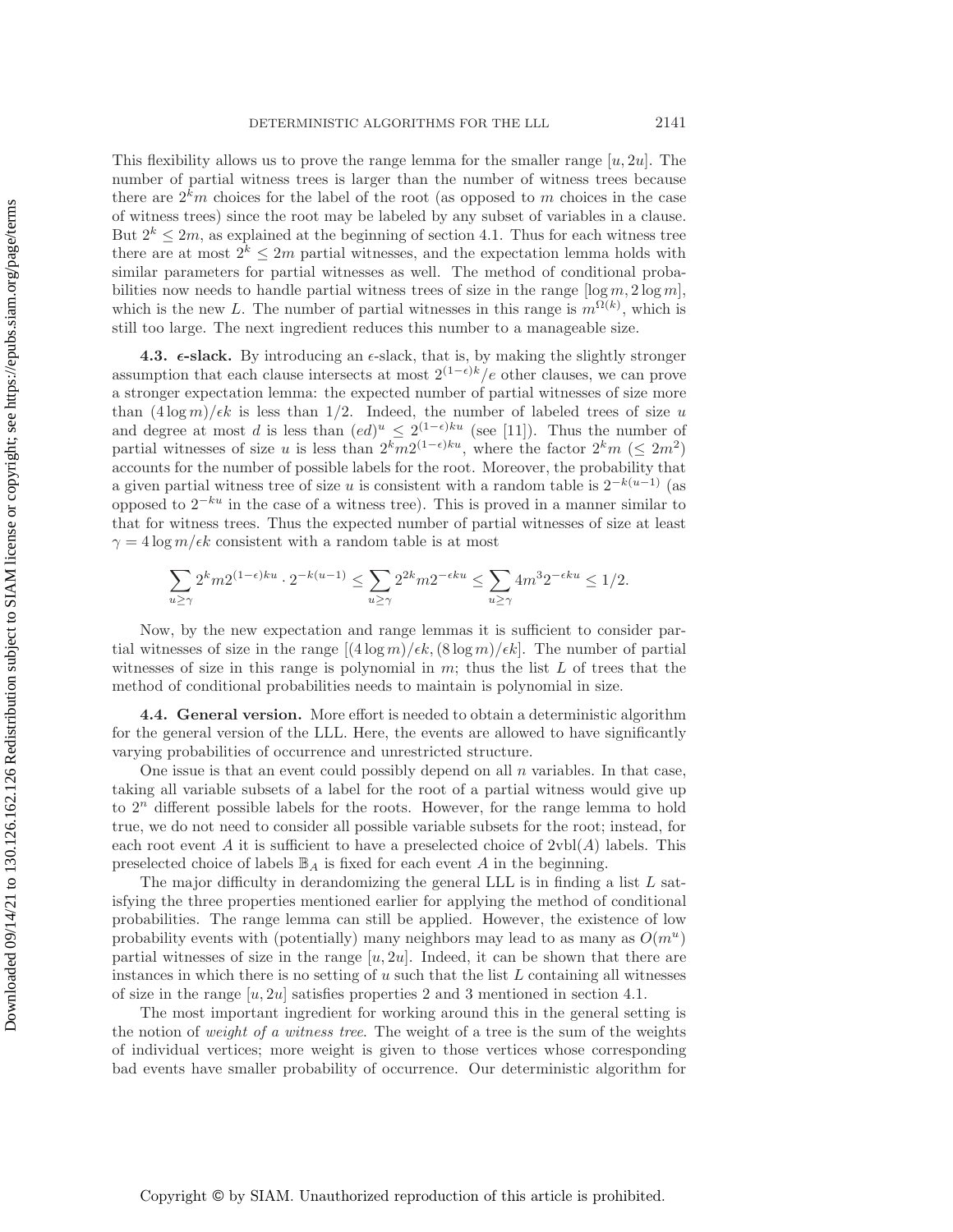This flexibility allows us to prove the range lemma for the smaller range $[u, 2u]$. The number of partial witness trees is larger than the number of witness trees because there are $2^k m$ choices for the label of the root (as opposed to $m$ choices in the case of witness trees) since the root may be labeled by any subset of variables in a clause. But $2^k \leq 2m$, as explained at the beginning of section 4.1. Thus for each witness tree there are at most $2^k \leq 2m$ partial witnesses, and the expectation lemma holds with similar parameters for partial witnesses as well. The method of conditional probabilities now needs to handle partial witness trees of size in the range $[\log m, 2\log m]$, which is the new $L$. The number of partial witnesses in this range is $m^{\Omega(k)}$, which is still too large. The next ingredient reduces this number to a manageable size.

**4.3. $\epsilon$-slack.** By introducing an $\epsilon$-slack, that is, by making the slightly stronger assumption that each clause intersects at most $2^{(1-\epsilon)k}/e$ other clauses, we can prove a stronger expectation lemma: the expected number of partial witnesses of size more than $(4\log m)/\epsilon k$ is less than $1/2$. Indeed, the number of labeled trees of size $u$ and degree at most $d$ is less than $(ed)^u \leq 2^{(1-\epsilon)ku}$ (see [11]). Thus the number of partial witnesses of size $u$ is less than $2^k m 2^{(1-\epsilon)ku}$, where the factor $2^k m$ ($\leq 2m^2$) accounts for the number of possible labels for the root. Moreover, the probability that a given partial witness tree of size $u$ is consistent with a random table is $2^{-k(u-1)}$ (as opposed to $2^{-ku}$ in the case of a witness tree). This is proved in a manner similar to that for witness trees. Thus the expected number of partial witnesses of size at least $\gamma = 4\log m/\epsilon k$ consistent with a random table is at most

$$\sum_{u \geq \gamma} 2^k m 2^{(1-\epsilon)ku} \cdot 2^{-k(u-1)} \leq \sum_{u \geq \gamma} 2^{2k} m 2^{-\epsilon ku} \leq \sum_{u \geq \gamma} 4m^3 2^{-\epsilon ku} \leq 1/2.$$

Now, by the new expectation and range lemmas it is sufficient to consider partial witnesses of size in the range $[(4\log m)/\epsilon k, (8\log m)/\epsilon k]$. The number of partial witnesses of size in this range is polynomial in $m$; thus the list $L$ of trees that the method of conditional probabilities needs to maintain is polynomial in size.

**4.4. General version.** More effort is needed to obtain a deterministic algorithm for the general version of the LLL. Here, the events are allowed to have significantly varying probabilities of occurrence and unrestricted structure.

One issue is that an event could possibly depend on all $n$ variables. In that case, taking all variable subsets of a label for the root of a partial witness would give up to $2^n$ different possible labels for the roots. However, for the range lemma to hold true, we do not need to consider all possible variable subsets for the root; instead, for each root event $A$ it is sufficient to have a preselected choice of $2\text{vbl}(A)$ labels. This preselected choice of labels $\mathbb{B}_A$ is fixed for each event $A$ in the beginning.

The major difficulty in derandomizing the general LLL is in finding a list $L$ satisfying the three properties mentioned earlier for applying the method of conditional probabilities. The range lemma can still be applied. However, the existence of low probability events with (potentially) many neighbors may lead to as many as $O(m^u)$ partial witnesses of size in the range $[u, 2u]$. Indeed, it can be shown that there are instances in which there is no setting of $u$ such that the list $L$ containing all witnesses of size in the range $[u, 2u]$ satisfies properties 2 and 3 mentioned in section 4.1.

The most important ingredient for working around this in the general setting is the notion of *weight of a witness tree*. The weight of a tree is the sum of the weights of individual vertices; more weight is given to those vertices whose corresponding bad events have smaller probability of occurrence. Our deterministic algorithm for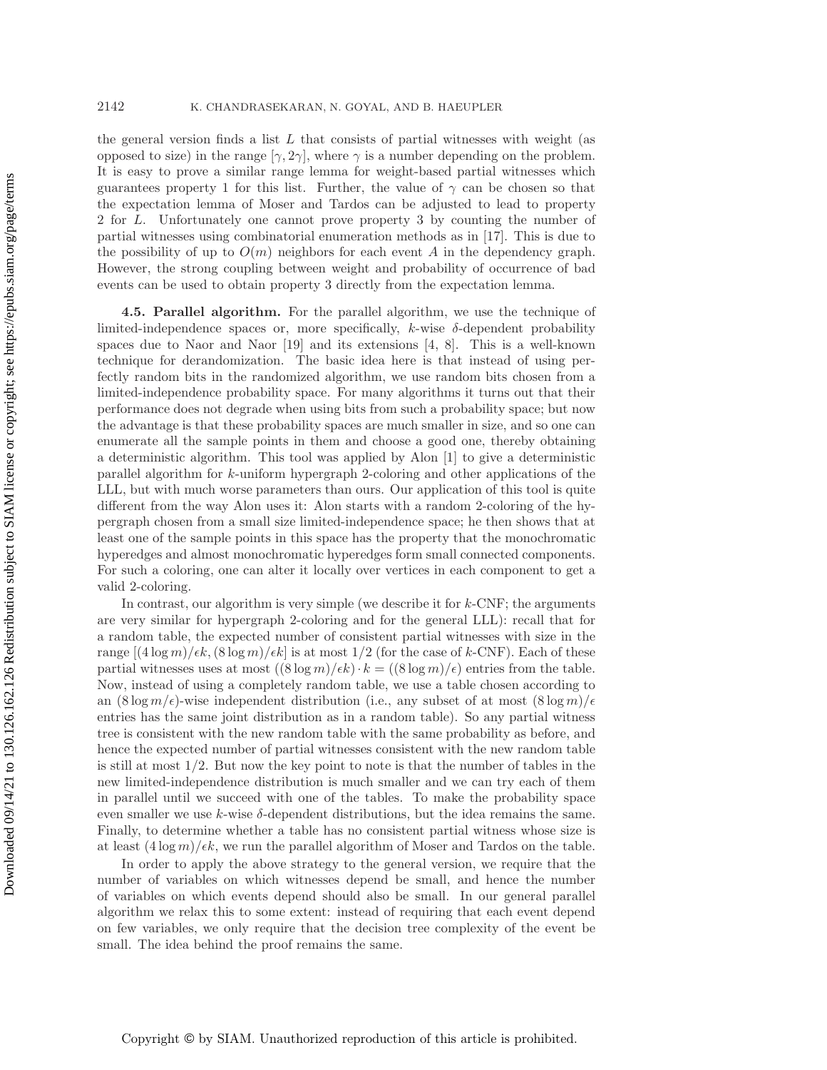the general version finds a list $L$ that consists of partial witnesses with weight (as opposed to size) in the range $[\gamma, 2\gamma]$, where $\gamma$ is a number depending on the problem. It is easy to prove a similar range lemma for weight-based partial witnesses which guarantees property 1 for this list. Further, the value of $\gamma$ can be chosen so that the expectation lemma of Moser and Tardos can be adjusted to lead to property 2 for $L$. Unfortunately one cannot prove property 3 by counting the number of partial witnesses using combinatorial enumeration methods as in [17]. This is due to the possibility of up to $O(m)$ neighbors for each event $A$ in the dependency graph. However, the strong coupling between weight and probability of occurrence of bad events can be used to obtain property 3 directly from the expectation lemma.

**4.5. Parallel algorithm.** For the parallel algorithm, we use the technique of limited-independence spaces or, more specifically, $k$-wise $\delta$-dependent probability spaces due to Naor and Naor [19] and its extensions [4, 8]. This is a well-known technique for derandomization. The basic idea here is that instead of using perfectly random bits in the randomized algorithm, we use random bits chosen from a limited-independence probability space. For many algorithms it turns out that their performance does not degrade when using bits from such a probability space; but now the advantage is that these probability spaces are much smaller in size, and so one can enumerate all the sample points in them and choose a good one, thereby obtaining a deterministic algorithm. This tool was applied by Alon [1] to give a deterministic parallel algorithm for $k$-uniform hypergraph 2-coloring and other applications of the LLL, but with much worse parameters than ours. Our application of this tool is quite different from the way Alon uses it: Alon starts with a random 2-coloring of the hypergraph chosen from a small size limited-independence space; he then shows that at least one of the sample points in this space has the property that the monochromatic hyperedges and almost monochromatic hyperedges form small connected components. For such a coloring, one can alter it locally over vertices in each component to get a valid 2-coloring.

In contrast, our algorithm is very simple (we describe it for $k$-CNF; the arguments are very similar for hypergraph 2-coloring and for the general LLL): recall that for a random table, the expected number of consistent partial witnesses with size in the range $[(4\log m)/\epsilon k, (8\log m)/\epsilon k]$ is at most $1/2$ (for the case of $k$-CNF). Each of these partial witnesses uses at most $((8\log m)/\epsilon k)\cdot k = ((8\log m)/\epsilon)$ entries from the table. Now, instead of using a completely random table, we use a table chosen according to an $(8\log m/\epsilon)$-wise independent distribution (i.e., any subset of at most $(8\log m)/\epsilon$ entries has the same joint distribution as in a random table). So any partial witness tree is consistent with the new random table with the same probability as before, and hence the expected number of partial witnesses consistent with the new random table is still at most $1/2$. But now the key point to note is that the number of tables in the new limited-independence distribution is much smaller and we can try each of them in parallel until we succeed with one of the tables. To make the probability space even smaller we use $k$-wise $\delta$-dependent distributions, but the idea remains the same. Finally, to determine whether a table has no consistent partial witness whose size is at least $(4\log m)/\epsilon k$, we run the parallel algorithm of Moser and Tardos on the table.

In order to apply the above strategy to the general version, we require that the number of variables on which witnesses depend be small, and hence the number of variables on which events depend should also be small. In our general parallel algorithm we relax this to some extent: instead of requiring that each event depend on few variables, we only require that the decision tree complexity of the event be small. The idea behind the proof remains the same.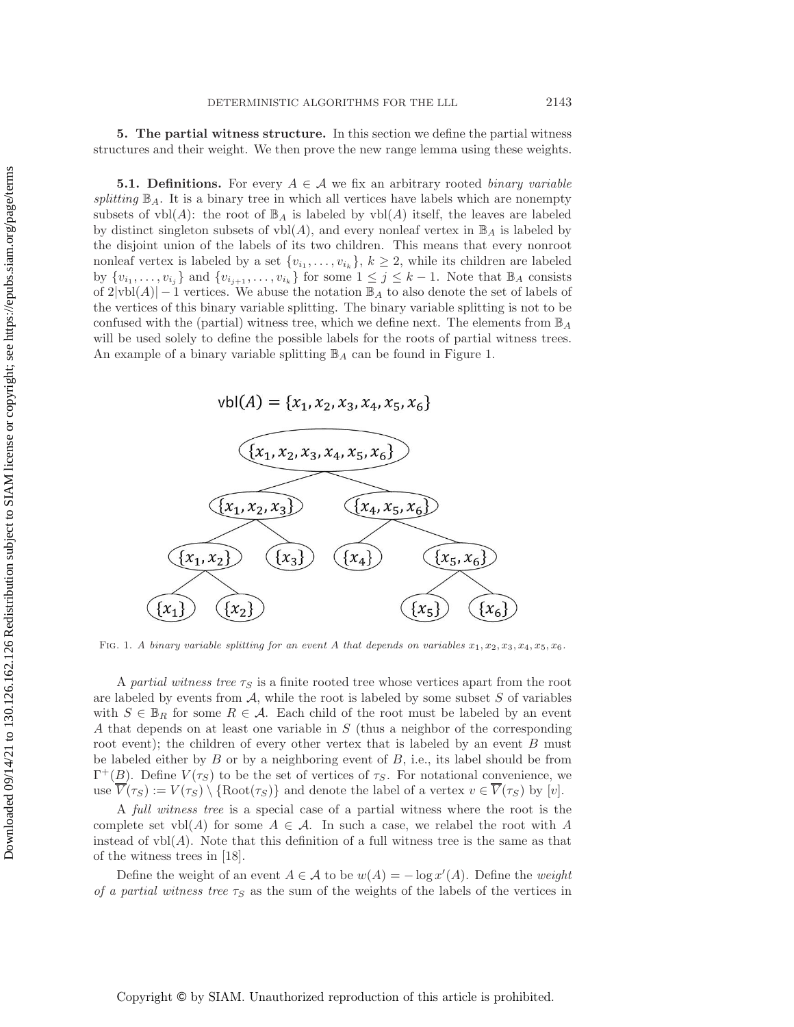## 5. The partial witness structure.

In this section we define the partial witness structures and their weight. We then prove the new range lemma using these weights.

### 5.1. Definitions.

For every $A \in \mathcal{A}$ we fix an arbitrary rooted *binary variable splitting* $\mathbb{B}_A$. It is a binary tree in which all vertices have labels which are nonempty subsets of $\text{vbl}(A)$: the root of $\mathbb{B}_A$ is labeled by $\text{vbl}(A)$ itself, the leaves are labeled by distinct singleton subsets of $\text{vbl}(A)$, and every nonleaf vertex in $\mathbb{B}_A$ is labeled by the disjoint union of the labels of its two children. This means that every nonroot nonleaf vertex is labeled by a set $\{v_{i_1}, \ldots, v_{i_k}\}$, $k \geq 2$, while its children are labeled by $\{v_{i_1}, \ldots, v_{i_j}\}$ and $\{v_{i_{j+1}}, \ldots, v_{i_k}\}$ for some $1 \leq j \leq k-1$. Note that $\mathbb{B}_A$ consists of $2|\text{vbl}(A)| - 1$ vertices. We abuse the notation $\mathbb{B}_A$ to also denote the set of labels of the vertices of this binary variable splitting. The binary variable splitting is not to be confused with the (partial) witness tree, which we define next. The elements from $\mathbb{B}_A$ will be used solely to define the possible labels for the roots of partial witness trees. An example of a binary variable splitting $\mathbb{B}_A$ can be found in Figure 1.

$$\text{vbl}(A) = \{x_1, x_2, x_3, x_4, x_5, x_6\}$$

Fig. 1. *A binary variable splitting for an event $A$ that depends on variables $x_1, x_2, x_3, x_4, x_5, x_6$.*

A *partial witness tree* $\tau_S$ is a finite rooted tree whose vertices apart from the root are labeled by events from $\mathcal{A}$, while the root is labeled by some subset $S$ of variables with $S \in \mathbb{B}_R$ for some $R \in \mathcal{A}$. Each child of the root must be labeled by an event $A$ that depends on at least one variable in $S$ (thus a neighbor of the corresponding root event); the children of every other vertex that is labeled by an event $B$ must be labeled either by $B$ or by a neighboring event of $B$, i.e., its label should be from $\Gamma^+(B)$. Define $V(\tau_S)$ to be the set of vertices of $\tau_S$. For notational convenience, we use $\overline{V}(\tau_S) := V(\tau_S) \setminus \{\text{Root}(\tau_S)\}$ and denote the label of a vertex $v \in \overline{V}(\tau_S)$ by $[v]$.

A *full witness tree* is a special case of a partial witness where the root is the complete set $\text{vbl}(A)$ for some $A \in \mathcal{A}$. In such a case, we relabel the root with $A$ instead of $\text{vbl}(A)$. Note that this definition of a full witness tree is the same as that of the witness trees in [18].

Define the weight of an event $A \in \mathcal{A}$ to be $w(A) = -\log x'(A)$. Define the *weight of a partial witness tree* $\tau_S$ as the sum of the weights of the labels of the vertices in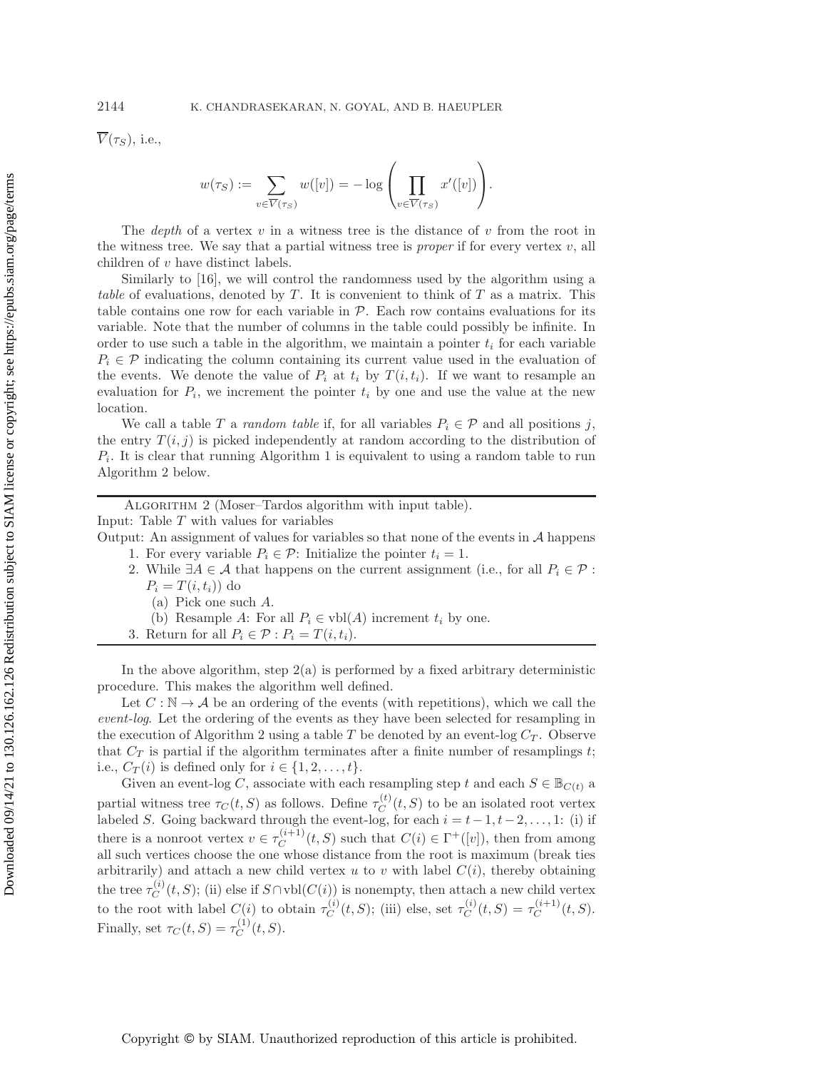$\overline{V}(\tau_S)$, i.e.,

$$w(\tau_S) := \sum_{v \in \overline{V}(\tau_S)} w([v]) = -\log \left( \prod_{v \in \overline{V}(\tau_S)} x'([v]) \right).$$

The *depth* of a vertex $v$ in a witness tree is the distance of $v$ from the root in the witness tree. We say that a partial witness tree is *proper* if for every vertex $v$, all children of $v$ have distinct labels.

Similarly to [16], we will control the randomness used by the algorithm using a *table* of evaluations, denoted by $T$. It is convenient to think of $T$ as a matrix. This table contains one row for each variable in $\mathcal{P}$. Each row contains evaluations for its variable. Note that the number of columns in the table could possibly be infinite. In order to use such a table in the algorithm, we maintain a pointer $t_i$ for each variable $P_i \in \mathcal{P}$ indicating the column containing its current value used in the evaluation of the events. We denote the value of $P_i$ at $t_i$ by $T(i, t_i)$. If we want to resample an evaluation for $P_i$, we increment the pointer $t_i$ by one and use the value at the new location.

We call a table $T$ a *random table* if, for all variables $P_i \in \mathcal{P}$ and all positions $j$, the entry $T(i, j)$ is picked independently at random according to the distribution of $P_i$. It is clear that running Algorithm 1 is equivalent to using a random table to run Algorithm 2 below.

---

Algorithm 2 (Moser–Tardos algorithm with input table).

Input: Table $T$ with values for variables

Output: An assignment of values for variables so that none of the events in $\mathcal{A}$ happens

1. For every variable $P_i \in \mathcal{P}$: Initialize the pointer $t_i = 1$.
2. While $\exists A \in \mathcal{A}$ that happens on the current assignment (i.e., for all $P_i \in \mathcal{P}$ : $P_i = T(i, t_i)$) do
   (a) Pick one such $A$.
   (b) Resample $A$: For all $P_i \in \text{vbl}(A)$ increment $t_i$ by one.
3. Return for all $P_i \in \mathcal{P} : P_i = T(i, t_i)$.

---

In the above algorithm, step 2(a) is performed by a fixed arbitrary deterministic procedure. This makes the algorithm well defined.

Let $C : \mathbb{N} \to \mathcal{A}$ be an ordering of the events (with repetitions), which we call the *event-log*. Let the ordering of the events as they have been selected for resampling in the execution of Algorithm 2 using a table $T$ be denoted by an event-log $C_T$. Observe that $C_T$ is partial if the algorithm terminates after a finite number of resamplings $t$; i.e., $C_T(i)$ is defined only for $i \in \{1, 2, \ldots, t\}$.

Given an event-log $C$, associate with each resampling step $t$ and each $S \in \mathbb{B}_{C(t)}$ a partial witness tree $\tau_C(t, S)$ as follows. Define $\tau_C^{(t)}(t, S)$ to be an isolated root vertex labeled $S$. Going backward through the event-log, for each $i = t-1, t-2, \ldots, 1$: (i) if there is a nonroot vertex $v \in \tau_C^{(i+1)}(t, S)$ such that $C(i) \in \Gamma^+([v])$, then from among all such vertices choose the one whose distance from the root is maximum (break ties arbitrarily) and attach a new child vertex $u$ to $v$ with label $C(i)$, thereby obtaining the tree $\tau_C^{(i)}(t, S)$; (ii) else if $S \cap \text{vbl}(C(i))$ is nonempty, then attach a new child vertex to the root with label $C(i)$ to obtain $\tau_C^{(i)}(t, S)$; (iii) else, set $\tau_C^{(i)}(t, S) = \tau_C^{(i+1)}(t, S)$. Finally, set $\tau_C(t, S) = \tau_C^{(1)}(t, S)$.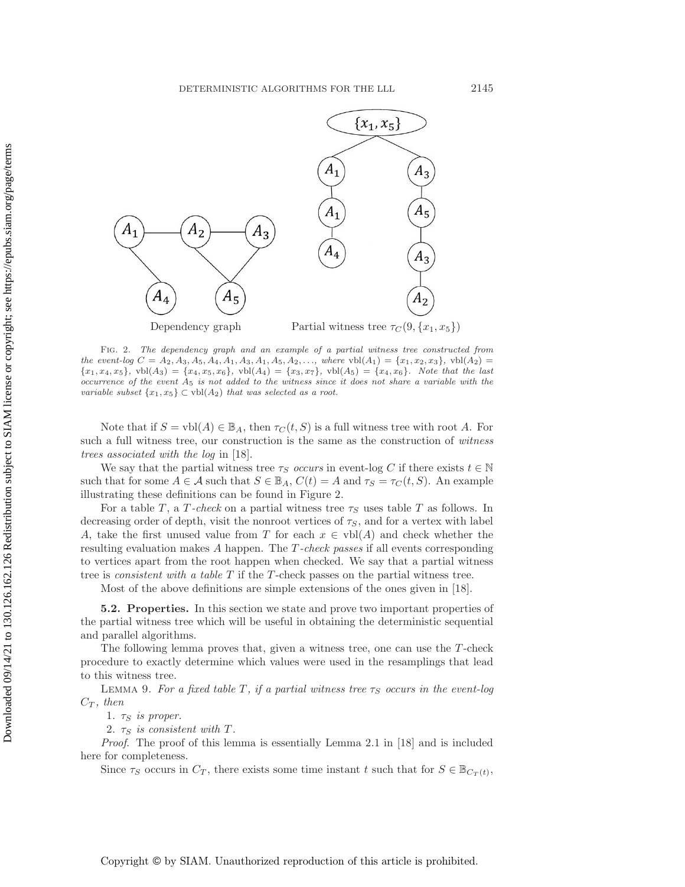Dependency graph    Partial witness tree $\tau_C(9, \{x_1, x_5\})$

Fig. 2. *The dependency graph and an example of a partial witness tree constructed from the event-log $C = A_2, A_3, A_5, A_4, A_1, A_3, A_1, A_5, A_2, \ldots$, where* $\text{vbl}(A_1) = \{x_1, x_2, x_3\}$, $\text{vbl}(A_2) = \{x_1, x_4, x_5\}$, $\text{vbl}(A_3) = \{x_4, x_5, x_6\}$, $\text{vbl}(A_4) = \{x_3, x_7\}$, $\text{vbl}(A_5) = \{x_4, x_6\}$. *Note that the last occurrence of the event $A_5$ is not added to the witness since it does not share a variable with the variable subset $\{x_1, x_5\} \subset \text{vbl}(A_2)$ that was selected as a root.*

Note that if $S = \text{vbl}(A) \in \mathbb{B}_A$, then $\tau_C(t, S)$ is a full witness tree with root $A$. For such a full witness tree, our construction is the same as the construction of *witness trees associated with the log* in [18].

We say that the partial witness tree $\tau_S$ *occurs* in event-log $C$ if there exists $t \in \mathbb{N}$ such that for some $A \in \mathcal{A}$ such that $S \in \mathbb{B}_A$, $C(t) = A$ and $\tau_S = \tau_C(t, S)$. An example illustrating these definitions can be found in Figure 2.

For a table $T$, a *$T$-check* on a partial witness tree $\tau_S$ uses table $T$ as follows. In decreasing order of depth, visit the nonroot vertices of $\tau_S$, and for a vertex with label $A$, take the first unused value from $T$ for each $x \in \text{vbl}(A)$ and check whether the resulting evaluation makes $A$ happen. The *$T$-check passes* if all events corresponding to vertices apart from the root happen when checked. We say that a partial witness tree is *consistent with a table* $T$ if the $T$-check passes on the partial witness tree.

Most of the above definitions are simple extensions of the ones given in [18].

**5.2. Properties.** In this section we state and prove two important properties of the partial witness tree which will be useful in obtaining the deterministic sequential and parallel algorithms.

The following lemma proves that, given a witness tree, one can use the $T$-check procedure to exactly determine which values were used in the resamplings that lead to this witness tree.

Lemma 9. *For a fixed table $T$, if a partial witness tree $\tau_S$ occurs in the event-log $C_T$, then*

1. *$\tau_S$ is proper.*
2. *$\tau_S$ is consistent with $T$.*

*Proof.* The proof of this lemma is essentially Lemma 2.1 in [18] and is included here for completeness.

Since $\tau_S$ occurs in $C_T$, there exists some time instant $t$ such that for $S \in \mathbb{B}_{C_T(t)}$,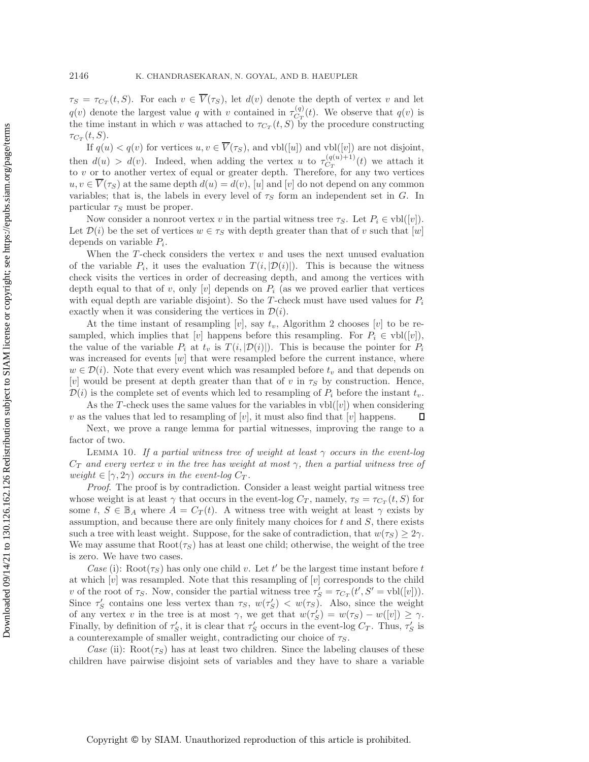$\tau_S = \tau_{C_T}(t, S)$. For each $v \in \overline{V}(\tau_S)$, let $d(v)$ denote the depth of vertex $v$ and let $q(v)$ denote the largest value $q$ with $v$ contained in $\tau_{C_T}^{(q)}(t)$. We observe that $q(v)$ is the time instant in which $v$ was attached to $\tau_{C_T}(t, S)$ by the procedure constructing $\tau_{C_T}(t, S)$.

If $q(u) < q(v)$ for vertices $u, v \in \overline{V}(\tau_S)$, and $\mathrm{vbl}([u])$ and $\mathrm{vbl}([v])$ are not disjoint, then $d(u) > d(v)$. Indeed, when adding the vertex $u$ to $\tau_{C_T}^{(q(u)+1)}(t)$ we attach it to $v$ or to another vertex of equal or greater depth. Therefore, for any two vertices $u, v \in \overline{V}(\tau_S)$ at the same depth $d(u) = d(v)$, $[u]$ and $[v]$ do not depend on any common variables; that is, the labels in every level of $\tau_S$ form an independent set in $G$. In particular $\tau_S$ must be proper.

Now consider a nonroot vertex $v$ in the partial witness tree $\tau_S$. Let $P_i \in \mathrm{vbl}([v])$. Let $\mathcal{D}(i)$ be the set of vertices $w \in \tau_S$ with depth greater than that of $v$ such that $[w]$ depends on variable $P_i$.

When the $T$-check considers the vertex $v$ and uses the next unused evaluation of the variable $P_i$, it uses the evaluation $T(i, |\mathcal{D}(i)|)$. This is because the witness check visits the vertices in order of decreasing depth, and among the vertices with depth equal to that of $v$, only $[v]$ depends on $P_i$ (as we proved earlier that vertices with equal depth are variable disjoint). So the $T$-check must have used values for $P_i$ exactly when it was considering the vertices in $\mathcal{D}(i)$.

At the time instant of resampling $[v]$, say $t_v$, Algorithm 2 chooses $[v]$ to be resampled, which implies that $[v]$ happens before this resampling. For $P_i \in \mathrm{vbl}([v])$, the value of the variable $P_i$ at $t_v$ is $T(i, |\mathcal{D}(i)|)$. This is because the pointer for $P_i$ was increased for events $[w]$ that were resampled before the current instance, where $w \in \mathcal{D}(i)$. Note that every event which was resampled before $t_v$ and that depends on $[v]$ would be present at depth greater than that of $v$ in $\tau_S$ by construction. Hence, $\mathcal{D}(i)$ is the complete set of events which led to resampling of $P_i$ before the instant $t_v$.

As the $T$-check uses the same values for the variables in $\mathrm{vbl}([v])$ when considering $v$ as the values that led to resampling of $[v]$, it must also find that $[v]$ happens. ∎

Next, we prove a range lemma for partial witnesses, improving the range to a factor of two.

Lemma 10. *If a partial witness tree of weight at least $\gamma$ occurs in the event-log $C_T$ and every vertex $v$ in the tree has weight at most $\gamma$, then a partial witness tree of weight $\in [\gamma, 2\gamma)$ occurs in the event-log $C_T$.*

*Proof*. The proof is by contradiction. Consider a least weight partial witness tree whose weight is at least $\gamma$ that occurs in the event-log $C_T$, namely, $\tau_S = \tau_{C_T}(t, S)$ for some $t$, $S \in \mathbb{B}_A$ where $A = C_T(t)$. A witness tree with weight at least $\gamma$ exists by assumption, and because there are only finitely many choices for $t$ and $S$, there exists such a tree with least weight. Suppose, for the sake of contradiction, that $w(\tau_S) \geq 2\gamma$. We may assume that $\mathrm{Root}(\tau_S)$ has at least one child; otherwise, the weight of the tree is zero. We have two cases.

*Case* (i): $\mathrm{Root}(\tau_S)$ has only one child $v$. Let $t'$ be the largest time instant before $t$ at which $[v]$ was resampled. Note that this resampling of $[v]$ corresponds to the child $v$ of the root of $\tau_S$. Now, consider the partial witness tree $\tau'_S = \tau_{C_T}(t', S' = \mathrm{vbl}([v]))$. Since $\tau'_S$ contains one less vertex than $\tau_S$, $w(\tau'_S) < w(\tau_S)$. Also, since the weight of any vertex $v$ in the tree is at most $\gamma$, we get that $w(\tau'_S) = w(\tau_S) - w([v]) \geq \gamma$. Finally, by definition of $\tau'_S$, it is clear that $\tau'_S$ occurs in the event-log $C_T$. Thus, $\tau'_S$ is a counterexample of smaller weight, contradicting our choice of $\tau_S$.

*Case* (ii): $\mathrm{Root}(\tau_S)$ has at least two children. Since the labeling clauses of these children have pairwise disjoint sets of variables and they have to share a variable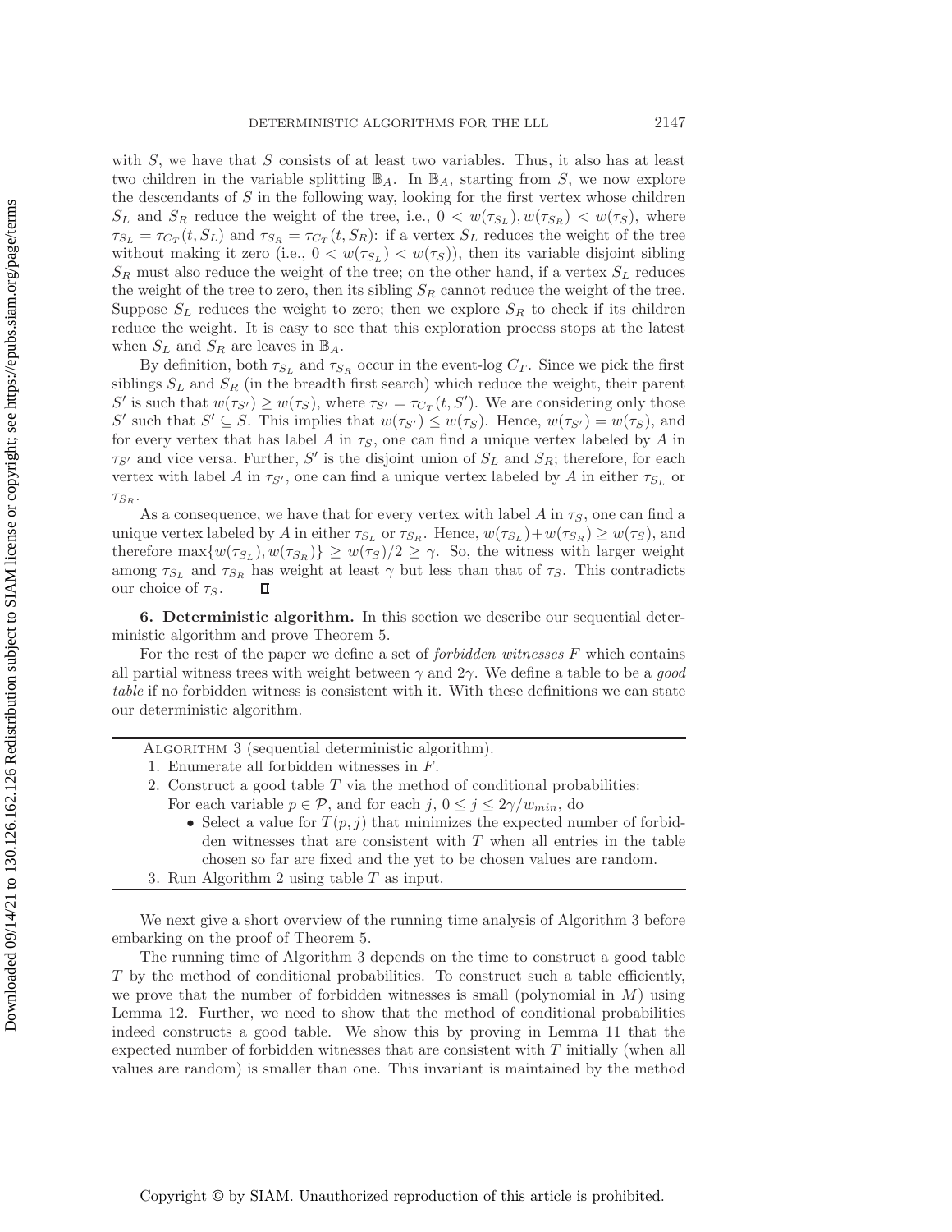with $S$, we have that $S$ consists of at least two variables. Thus, it also has at least two children in the variable splitting $\mathbb{B}_A$. In $\mathbb{B}_A$, starting from $S$, we now explore the descendants of $S$ in the following way, looking for the first vertex whose children $S_L$ and $S_R$ reduce the weight of the tree, i.e., $0 < w(\tau_{S_L}), w(\tau_{S_R}) < w(\tau_S)$, where $\tau_{S_L} = \tau_{C_T}(t, S_L)$ and $\tau_{S_R} = \tau_{C_T}(t, S_R)$: if a vertex $S_L$ reduces the weight of the tree without making it zero (i.e., $0 < w(\tau_{S_L}) < w(\tau_S)$), then its variable disjoint sibling $S_R$ must also reduce the weight of the tree; on the other hand, if a vertex $S_L$ reduces the weight of the tree to zero, then its sibling $S_R$ cannot reduce the weight of the tree. Suppose $S_L$ reduces the weight to zero; then we explore $S_R$ to check if its children reduce the weight. It is easy to see that this exploration process stops at the latest when $S_L$ and $S_R$ are leaves in $\mathbb{B}_A$.

By definition, both $\tau_{S_L}$ and $\tau_{S_R}$ occur in the event-log $C_T$. Since we pick the first siblings $S_L$ and $S_R$ (in the breadth first search) which reduce the weight, their parent $S'$ is such that $w(\tau_{S'}) \geq w(\tau_S)$, where $\tau_{S'} = \tau_{C_T}(t, S')$. We are considering only those $S'$ such that $S' \subseteq S$. This implies that $w(\tau_{S'}) \leq w(\tau_S)$. Hence, $w(\tau_{S'}) = w(\tau_S)$, and for every vertex that has label $A$ in $\tau_S$, one can find a unique vertex labeled by $A$ in $\tau_{S'}$ and vice versa. Further, $S'$ is the disjoint union of $S_L$ and $S_R$; therefore, for each vertex with label $A$ in $\tau_{S'}$, one can find a unique vertex labeled by $A$ in either $\tau_{S_L}$ or $\tau_{S_R}$.

As a consequence, we have that for every vertex with label $A$ in $\tau_S$, one can find a unique vertex labeled by $A$ in either $\tau_{S_L}$ or $\tau_{S_R}$. Hence, $w(\tau_{S_L})+w(\tau_{S_R}) \geq w(\tau_S)$, and therefore $\max\{w(\tau_{S_L}), w(\tau_{S_R})\} \geq w(\tau_S)/2 \geq \gamma$. So, the witness with larger weight among $\tau_{S_L}$ and $\tau_{S_R}$ has weight at least $\gamma$ but less than that of $\tau_S$. This contradicts our choice of $\tau_S$. ∎

## 6. Deterministic algorithm.

In this section we describe our sequential deterministic algorithm and prove Theorem 5.

For the rest of the paper we define a set of *forbidden witnesses* $F$ which contains all partial witness trees with weight between $\gamma$ and $2\gamma$. We define a table to be a *good table* if no forbidden witness is consistent with it. With these definitions we can state our deterministic algorithm.

---

Algorithm 3 (sequential deterministic algorithm).

1. Enumerate all forbidden witnesses in $F$.
2. Construct a good table $T$ via the method of conditional probabilities:
   For each variable $p \in \mathcal{P}$, and for each $j$, $0 \leq j \leq 2\gamma/w_{min}$, do
   - Select a value for $T(p, j)$ that minimizes the expected number of forbidden witnesses that are consistent with $T$ when all entries in the table chosen so far are fixed and the yet to be chosen values are random.
3. Run Algorithm 2 using table $T$ as input.

---

We next give a short overview of the running time analysis of Algorithm 3 before embarking on the proof of Theorem 5.

The running time of Algorithm 3 depends on the time to construct a good table $T$ by the method of conditional probabilities. To construct such a table efficiently, we prove that the number of forbidden witnesses is small (polynomial in $M$) using Lemma 12. Further, we need to show that the method of conditional probabilities indeed constructs a good table. We show this by proving in Lemma 11 that the expected number of forbidden witnesses that are consistent with $T$ initially (when all values are random) is smaller than one. This invariant is maintained by the method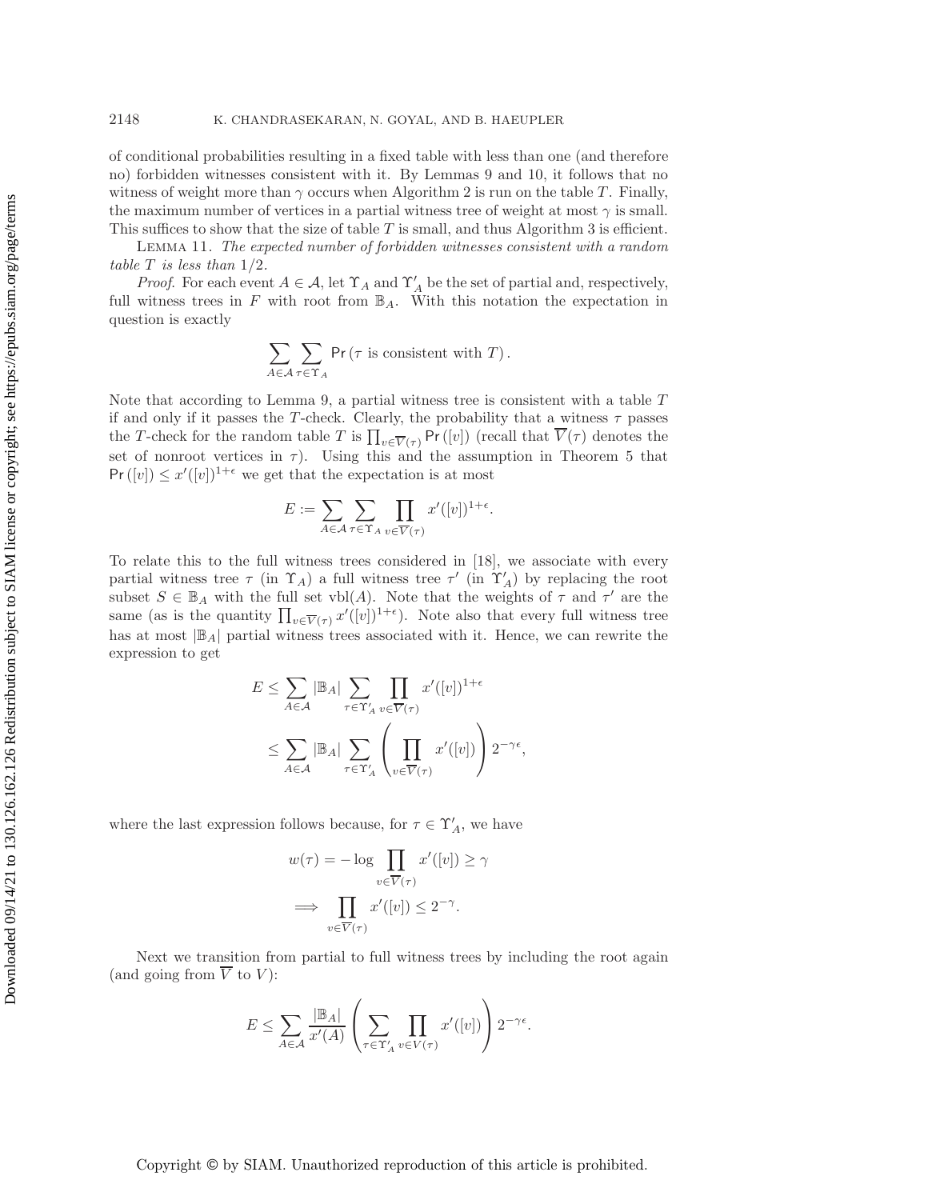of conditional probabilities resulting in a fixed table with less than one (and therefore no) forbidden witnesses consistent with it. By Lemmas 9 and 10, it follows that no witness of weight more than $\gamma$ occurs when Algorithm 2 is run on the table $T$. Finally, the maximum number of vertices in a partial witness tree of weight at most $\gamma$ is small. This suffices to show that the size of table $T$ is small, and thus Algorithm 3 is efficient.

Lemma 11. *The expected number of forbidden witnesses consistent with a random table $T$ is less than* $1/2$.

*Proof*. For each event $A \in \mathcal{A}$, let $\Upsilon_A$ and $\Upsilon'_A$ be the set of partial and, respectively, full witness trees in $F$ with root from $\mathbb{B}_A$. With this notation the expectation in question is exactly

$$\sum_{A\in\mathcal{A}}\sum_{\tau\in\Upsilon_A}\mathsf{Pr}\left(\tau \text{ is consistent with } T\right).$$

Note that according to Lemma 9, a partial witness tree is consistent with a table $T$ if and only if it passes the $T$-check. Clearly, the probability that a witness $\tau$ passes the $T$-check for the random table $T$ is $\prod_{v\in\overline{V}(\tau)}\mathsf{Pr}\left([v]\right)$ (recall that $\overline{V}(\tau)$ denotes the set of nonroot vertices in $\tau$). Using this and the assumption in Theorem 5 that $\mathsf{Pr}\left([v]\right) \le x'([v])^{1+\epsilon}$ we get that the expectation is at most

$$E := \sum_{A\in\mathcal{A}}\sum_{\tau\in\Upsilon_A}\prod_{v\in\overline{V}(\tau)}x'([v])^{1+\epsilon}.$$

To relate this to the full witness trees considered in [18], we associate with every partial witness tree $\tau$ (in $\Upsilon_A$) a full witness tree $\tau'$ (in $\Upsilon'_A$) by replacing the root subset $S \in \mathbb{B}_A$ with the full set $\mathrm{vbl}(A)$. Note that the weights of $\tau$ and $\tau'$ are the same (as is the quantity $\prod_{v\in\overline{V}(\tau)}x'([v])^{1+\epsilon}$). Note also that every full witness tree has at most $|\mathbb{B}_A|$ partial witness trees associated with it. Hence, we can rewrite the expression to get

$$\begin{aligned}
E &\le \sum_{A\in\mathcal{A}}|\mathbb{B}_A|\sum_{\tau\in\Upsilon'_A}\prod_{v\in\overline{V}(\tau)}x'([v])^{1+\epsilon}\\
&\le \sum_{A\in\mathcal{A}}|\mathbb{B}_A|\sum_{\tau\in\Upsilon'_A}\left(\prod_{v\in\overline{V}(\tau)}x'([v])\right)2^{-\gamma\epsilon},
\end{aligned}$$

where the last expression follows because, for $\tau \in \Upsilon'_A$, we have

$$\begin{aligned}
&w(\tau) = -\log\prod_{v\in\overline{V}(\tau)}x'([v]) \ge \gamma\\
\implies &\prod_{v\in\overline{V}(\tau)}x'([v]) \le 2^{-\gamma}.
\end{aligned}$$

Next we transition from partial to full witness trees by including the root again (and going from $\overline{V}$ to $V$):

$$E \le \sum_{A\in\mathcal{A}}\frac{|\mathbb{B}_A|}{x'(A)}\left(\sum_{\tau\in\Upsilon'_A}\prod_{v\in V(\tau)}x'([v])\right)2^{-\gamma\epsilon}.$$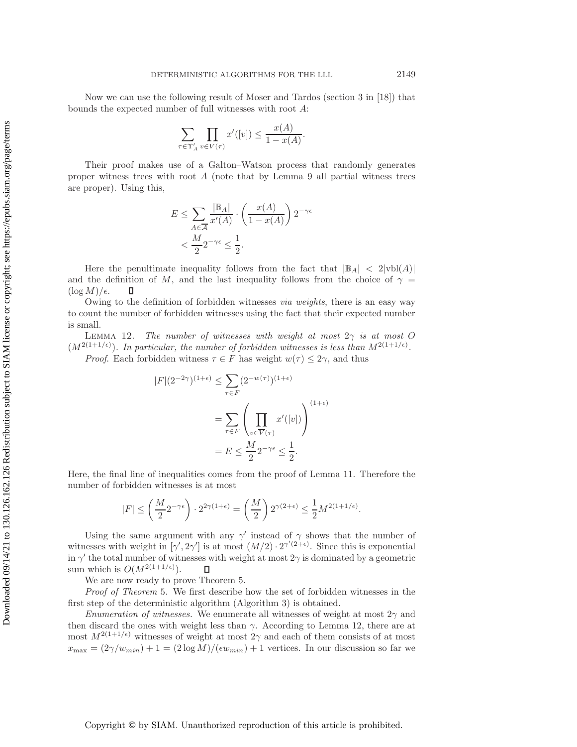Now we can use the following result of Moser and Tardos (section 3 in [18]) that bounds the expected number of full witnesses with root $A$:

$$\sum_{\tau \in \Upsilon'_A} \prod_{v \in V(\tau)} x'([v]) \leq \frac{x(A)}{1 - x(A)}.$$

Their proof makes use of a Galton–Watson process that randomly generates proper witness trees with root $A$ (note that by Lemma 9 all partial witness trees are proper). Using this,

$$\begin{aligned} E &\leq \sum_{A \in \overline{\mathcal{A}}} \frac{|\mathbb{B}_A|}{x'(A)} \cdot \left( \frac{x(A)}{1 - x(A)} \right) 2^{-\gamma\epsilon} \\ &< \frac{M}{2} 2^{-\gamma\epsilon} \leq \frac{1}{2}. \end{aligned}$$

Here the penultimate inequality follows from the fact that $|\mathbb{B}_A| < 2|\text{vbl}(A)|$ and the definition of $M$, and the last inequality follows from the choice of $\gamma = (\log M)/\epsilon$. ∎

Owing to the definition of forbidden witnesses *via weights*, there is an easy way to count the number of forbidden witnesses using the fact that their expected number is small.

LEMMA 12. *The number of witnesses with weight at most $2\gamma$ is at most $O(M^{2(1+1/\epsilon)})$. In particular, the number of forbidden witnesses is less than $M^{2(1+1/\epsilon)}$.*

*Proof.* Each forbidden witness $\tau \in F$ has weight $w(\tau) \leq 2\gamma$, and thus

$$\begin{aligned} |F|(2^{-2\gamma})^{(1+\epsilon)} &\leq \sum_{\tau \in F} (2^{-w(\tau)})^{(1+\epsilon)} \\ &= \sum_{\tau \in F} \left( \prod_{v \in \overline{V}(\tau)} x'([v]) \right)^{(1+\epsilon)} \\ &= E \leq \frac{M}{2} 2^{-\gamma\epsilon} \leq \frac{1}{2}. \end{aligned}$$

Here, the final line of inequalities comes from the proof of Lemma 11. Therefore the number of forbidden witnesses is at most

$$|F| \leq \left( \frac{M}{2} 2^{-\gamma\epsilon} \right) \cdot 2^{2\gamma(1+\epsilon)} = \left( \frac{M}{2} \right) 2^{\gamma(2+\epsilon)} \leq \frac{1}{2} M^{2(1+1/\epsilon)}.$$

Using the same argument with any $\gamma'$ instead of $\gamma$ shows that the number of witnesses with weight in $[\gamma', 2\gamma']$ is at most $(M/2) \cdot 2^{\gamma'(2+\epsilon)}$. Since this is exponential in $\gamma'$ the total number of witnesses with weight at most $2\gamma$ is dominated by a geometric sum which is $O(M^{2(1+1/\epsilon)})$. ∎

We are now ready to prove Theorem 5.

*Proof of Theorem* 5. We first describe how the set of forbidden witnesses in the first step of the deterministic algorithm (Algorithm 3) is obtained.

*Enumeration of witnesses.* We enumerate all witnesses of weight at most $2\gamma$ and then discard the ones with weight less than $\gamma$. According to Lemma 12, there are at most $M^{2(1+1/\epsilon)}$ witnesses of weight at most $2\gamma$ and each of them consists of at most $x_{\max} = (2\gamma/w_{min}) + 1 = (2 \log M)/(\epsilon w_{min}) + 1$ vertices. In our discussion so far we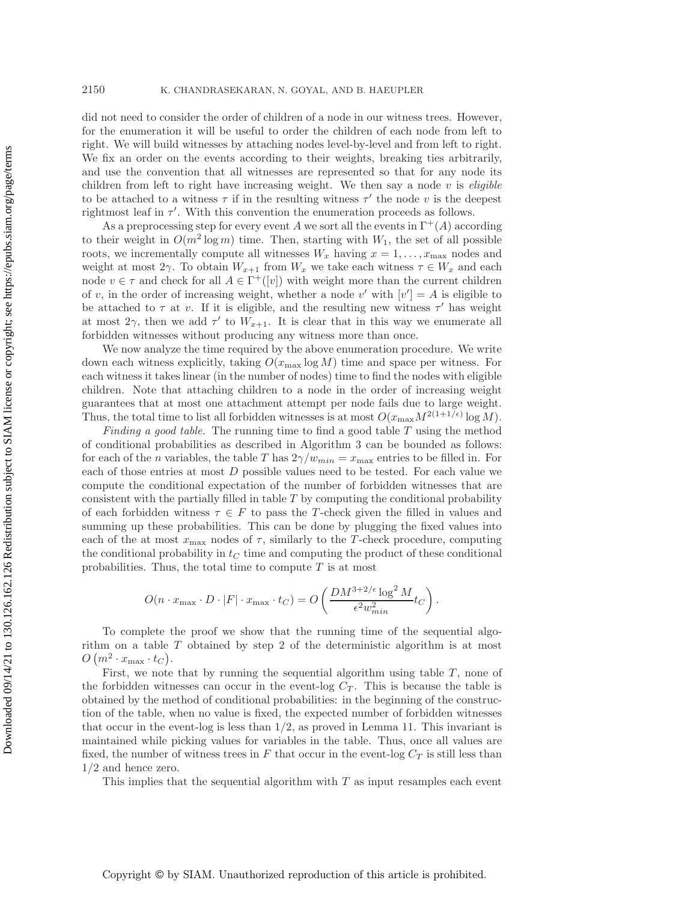did not need to consider the order of children of a node in our witness trees. However, for the enumeration it will be useful to order the children of each node from left to right. We will build witnesses by attaching nodes level-by-level and from left to right. We fix an order on the events according to their weights, breaking ties arbitrarily, and use the convention that all witnesses are represented so that for any node its children from left to right have increasing weight. We then say a node $v$ is *eligible* to be attached to a witness $\tau$ if in the resulting witness $\tau'$ the node $v$ is the deepest rightmost leaf in $\tau'$. With this convention the enumeration proceeds as follows.

As a preprocessing step for every event $A$ we sort all the events in $\Gamma^+(A)$ according to their weight in $O(m^2 \log m)$ time. Then, starting with $W_1$, the set of all possible roots, we incrementally compute all witnesses $W_x$ having $x = 1, \ldots, x_{\max}$ nodes and weight at most $2\gamma$. To obtain $W_{x+1}$ from $W_x$ we take each witness $\tau \in W_x$ and each node $v \in \tau$ and check for all $A \in \Gamma^+([v])$ with weight more than the current children of $v$, in the order of increasing weight, whether a node $v'$ with $[v'] = A$ is eligible to be attached to $\tau$ at $v$. If it is eligible, and the resulting new witness $\tau'$ has weight at most $2\gamma$, then we add $\tau'$ to $W_{x+1}$. It is clear that in this way we enumerate all forbidden witnesses without producing any witness more than once.

We now analyze the time required by the above enumeration procedure. We write down each witness explicitly, taking $O(x_{\max} \log M)$ time and space per witness. For each witness it takes linear (in the number of nodes) time to find the nodes with eligible children. Note that attaching children to a node in the order of increasing weight guarantees that at most one attachment attempt per node fails due to large weight. Thus, the total time to list all forbidden witnesses is at most $O(x_{\max} M^{2(1+1/\epsilon)} \log M)$.

*Finding a good table.* The running time to find a good table $T$ using the method of conditional probabilities as described in Algorithm 3 can be bounded as follows: for each of the $n$ variables, the table $T$ has $2\gamma/w_{min} = x_{\max}$ entries to be filled in. For each of those entries at most $D$ possible values need to be tested. For each value we compute the conditional expectation of the number of forbidden witnesses that are consistent with the partially filled in table $T$ by computing the conditional probability of each forbidden witness $\tau \in F$ to pass the $T$-check given the filled in values and summing up these probabilities. This can be done by plugging the fixed values into each of the at most $x_{\max}$ nodes of $\tau$, similarly to the $T$-check procedure, computing the conditional probability in $t_C$ time and computing the product of these conditional probabilities. Thus, the total time to compute $T$ is at most

$$O(n \cdot x_{\max} \cdot D \cdot |F| \cdot x_{\max} \cdot t_C) = O\left(\frac{DM^{3+2/\epsilon} \log^2 M}{\epsilon^2 w_{min}^2} t_C\right).$$

To complete the proof we show that the running time of the sequential algorithm on a table $T$ obtained by step 2 of the deterministic algorithm is at most $O\left(m^2 \cdot x_{\max} \cdot t_C\right)$.

First, we note that by running the sequential algorithm using table $T$, none of the forbidden witnesses can occur in the event-log $C_T$. This is because the table is obtained by the method of conditional probabilities: in the beginning of the construction of the table, when no value is fixed, the expected number of forbidden witnesses that occur in the event-log is less than $1/2$, as proved in Lemma 11. This invariant is maintained while picking values for variables in the table. Thus, once all values are fixed, the number of witness trees in $F$ that occur in the event-log $C_T$ is still less than $1/2$ and hence zero.

This implies that the sequential algorithm with $T$ as input resamples each event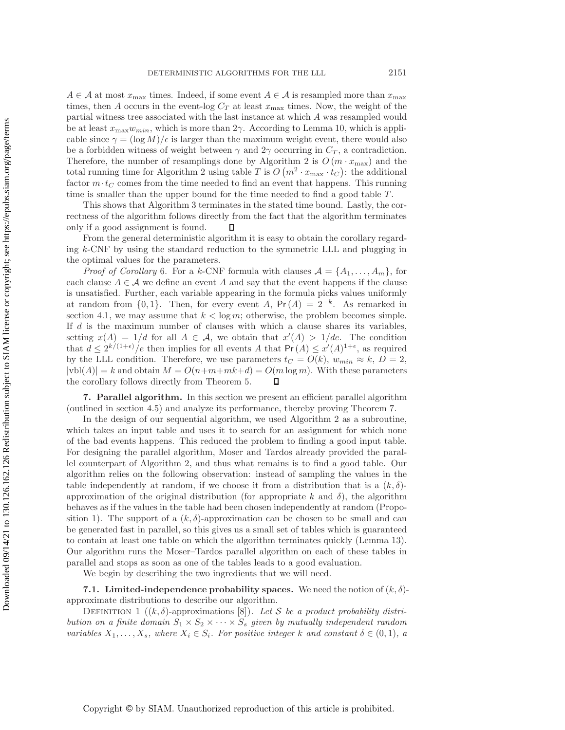$A \in \mathcal{A}$ at most $x_{\max}$ times. Indeed, if some event $A \in \mathcal{A}$ is resampled more than $x_{\max}$ times, then $A$ occurs in the event-log $C_T$ at least $x_{\max}$ times. Now, the weight of the partial witness tree associated with the last instance at which $A$ was resampled would be at least $x_{\max} w_{min}$, which is more than $2\gamma$. According to Lemma 10, which is applicable since $\gamma = (\log M)/\epsilon$ is larger than the maximum weight event, there would also be a forbidden witness of weight between $\gamma$ and $2\gamma$ occurring in $C_T$, a contradiction. Therefore, the number of resamplings done by Algorithm 2 is $O(m \cdot x_{\max})$ and the total running time for Algorithm 2 using table $T$ is $O(m^2 \cdot x_{\max} \cdot t_C)$: the additional factor $m \cdot t_C$ comes from the time needed to find an event that happens. This running time is smaller than the upper bound for the time needed to find a good table $T$.

This shows that Algorithm 3 terminates in the stated time bound. Lastly, the correctness of the algorithm follows directly from the fact that the algorithm terminates only if a good assignment is found. $\square$

From the general deterministic algorithm it is easy to obtain the corollary regarding $k$-CNF by using the standard reduction to the symmetric LLL and plugging in the optimal values for the parameters.

*Proof of Corollary* 6. For a $k$-CNF formula with clauses $\mathcal{A} = \{A_1, \ldots, A_m\}$, for each clause $A \in \mathcal{A}$ we define an event $A$ and say that the event happens if the clause is unsatisfied. Further, each variable appearing in the formula picks values uniformly at random from $\{0, 1\}$. Then, for every event $A$, $\Pr(A) = 2^{-k}$. As remarked in section 4.1, we may assume that $k < \log m$; otherwise, the problem becomes simple. If $d$ is the maximum number of clauses with which a clause shares its variables, setting $x(A) = 1/d$ for all $A \in \mathcal{A}$, we obtain that $x'(A) > 1/de$. The condition that $d \leq 2^{k/(1+\epsilon)}/e$ then implies for all events $A$ that $\Pr(A) \leq x'(A)^{1+\epsilon}$, as required by the LLL condition. Therefore, we use parameters $t_C = O(k)$, $w_{min} \approx k$, $D = 2$, $|\text{vbl}(A)| = k$ and obtain $M = O(n+m+mk+d) = O(m \log m)$. With these parameters the corollary follows directly from Theorem 5. $\square$

## 7. Parallel algorithm.

In this section we present an efficient parallel algorithm (outlined in section 4.5) and analyze its performance, thereby proving Theorem 7.

In the design of our sequential algorithm, we used Algorithm 2 as a subroutine, which takes an input table and uses it to search for an assignment for which none of the bad events happens. This reduced the problem to finding a good input table. For designing the parallel algorithm, Moser and Tardos already provided the parallel counterpart of Algorithm 2, and thus what remains is to find a good table. Our algorithm relies on the following observation: instead of sampling the values in the table independently at random, if we choose it from a distribution that is a $(k, \delta)$-approximation of the original distribution (for appropriate $k$ and $\delta$), the algorithm behaves as if the values in the table had been chosen independently at random (Proposition 1). The support of a $(k, \delta)$-approximation can be chosen to be small and can be generated fast in parallel, so this gives us a small set of tables which is guaranteed to contain at least one table on which the algorithm terminates quickly (Lemma 13). Our algorithm runs the Moser–Tardos parallel algorithm on each of these tables in parallel and stops as soon as one of the tables leads to a good evaluation.

We begin by describing the two ingredients that we will need.

### 7.1. Limited-independence probability spaces.

We need the notion of $(k, \delta)$-approximate distributions to describe our algorithm.

Definition 1 ($(k, \delta)$-approximations [8]). *Let $\mathcal{S}$ be a product probability distribution on a finite domain $S_1 \times S_2 \times \cdots \times S_s$ given by mutually independent random variables $X_1, \ldots, X_s$, where $X_i \in S_i$. For positive integer $k$ and constant $\delta \in (0, 1)$, a*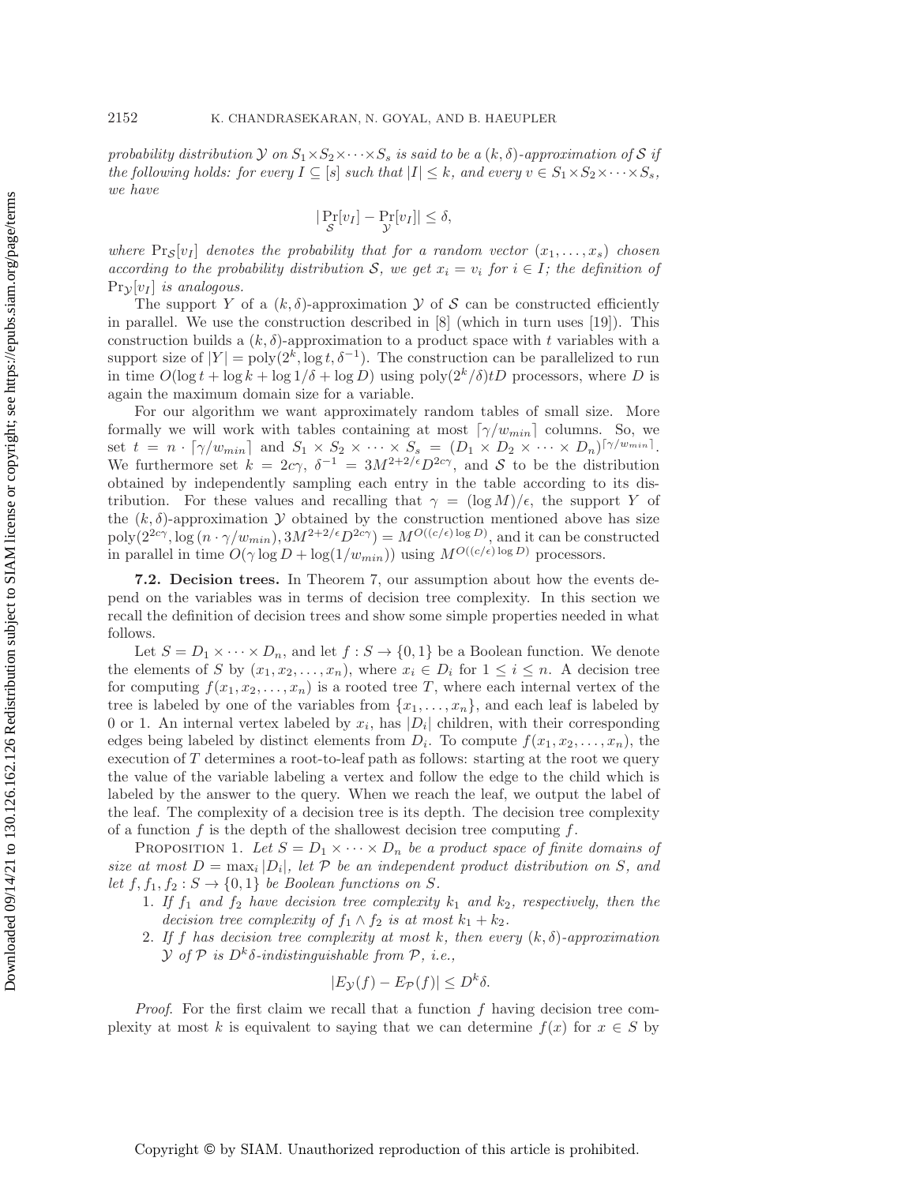*probability distribution $\mathcal{Y}$ on $S_1 \times S_2 \times \cdots \times S_s$ is said to be a $(k, \delta)$-approximation of $\mathcal{S}$ if the following holds: for every $I \subseteq [s]$ such that $|I| \leq k$, and every $v \in S_1 \times S_2 \times \cdots \times S_s$, we have*

$$|\Pr_{\mathcal{S}}[v_I] - \Pr_{\mathcal{Y}}[v_I]| \leq \delta,$$

*where $\Pr_{\mathcal{S}}[v_I]$ denotes the probability that for a random vector $(x_1, \ldots, x_s)$ chosen according to the probability distribution $\mathcal{S}$, we get $x_i = v_i$ for $i \in I$; the definition of $\Pr_{\mathcal{Y}}[v_I]$ is analogous.*

The support $Y$ of a $(k, \delta)$-approximation $\mathcal{Y}$ of $\mathcal{S}$ can be constructed efficiently in parallel. We use the construction described in [8] (which in turn uses [19]). This construction builds a $(k, \delta)$-approximation to a product space with $t$ variables with a support size of $|Y| = \text{poly}(2^k, \log t, \delta^{-1})$. The construction can be parallelized to run in time $O(\log t + \log k + \log 1/\delta + \log D)$ using $\text{poly}(2^k/\delta)tD$ processors, where $D$ is again the maximum domain size for a variable.

For our algorithm we want approximately random tables of small size. More formally we will work with tables containing at most $\lceil \gamma/w_{min} \rceil$ columns. So, we set $t = n \cdot \lceil \gamma/w_{min} \rceil$ and $S_1 \times S_2 \times \cdots \times S_s = (D_1 \times D_2 \times \cdots \times D_n)^{\lceil \gamma/w_{min} \rceil}$. We furthermore set $k = 2c\gamma$, $\delta^{-1} = 3M^{2+2/\epsilon}D^{2c\gamma}$, and $\mathcal{S}$ to be the distribution obtained by independently sampling each entry in the table according to its distribution. For these values and recalling that $\gamma = (\log M)/\epsilon$, the support $Y$ of the $(k, \delta)$-approximation $\mathcal{Y}$ obtained by the construction mentioned above has size $\text{poly}(2^{2c\gamma}, \log(n \cdot \gamma/w_{min}), 3M^{2+2/\epsilon}D^{2c\gamma}) = M^{O((c/\epsilon)\log D)}$, and it can be constructed in parallel in time $O(\gamma \log D + \log(1/w_{min}))$ using $M^{O((c/\epsilon)\log D)}$ processors.

**7.2. Decision trees.** In Theorem 7, our assumption about how the events depend on the variables was in terms of decision tree complexity. In this section we recall the definition of decision trees and show some simple properties needed in what follows.

Let $S = D_1 \times \cdots \times D_n$, and let $f : S \to \{0, 1\}$ be a Boolean function. We denote the elements of $S$ by $(x_1, x_2, \ldots, x_n)$, where $x_i \in D_i$ for $1 \leq i \leq n$. A decision tree for computing $f(x_1, x_2, \ldots, x_n)$ is a rooted tree $T$, where each internal vertex of the tree is labeled by one of the variables from $\{x_1, \ldots, x_n\}$, and each leaf is labeled by 0 or 1. An internal vertex labeled by $x_i$, has $|D_i|$ children, with their corresponding edges being labeled by distinct elements from $D_i$. To compute $f(x_1, x_2, \ldots, x_n)$, the execution of $T$ determines a root-to-leaf path as follows: starting at the root we query the value of the variable labeling a vertex and follow the edge to the child which is labeled by the answer to the query. When we reach the leaf, we output the label of the leaf. The complexity of a decision tree is its depth. The decision tree complexity of a function $f$ is the depth of the shallowest decision tree computing $f$.

PROPOSITION 1. *Let $S = D_1 \times \cdots \times D_n$ be a product space of finite domains of size at most $D = \max_i |D_i|$, let $\mathcal{P}$ be an independent product distribution on $S$, and let $f, f_1, f_2 : S \to \{0, 1\}$ be Boolean functions on $S$.*

1. *If $f_1$ and $f_2$ have decision tree complexity $k_1$ and $k_2$, respectively, then the decision tree complexity of $f_1 \wedge f_2$ is at most $k_1 + k_2$.*
2. *If $f$ has decision tree complexity at most $k$, then every $(k, \delta)$-approximation $\mathcal{Y}$ of $\mathcal{P}$ is $D^k\delta$-indistinguishable from $\mathcal{P}$, i.e.,*

$$|E_{\mathcal{Y}}(f) - E_{\mathcal{P}}(f)| \leq D^k\delta.$$

*Proof.* For the first claim we recall that a function $f$ having decision tree complexity at most $k$ is equivalent to saying that we can determine $f(x)$ for $x \in S$ by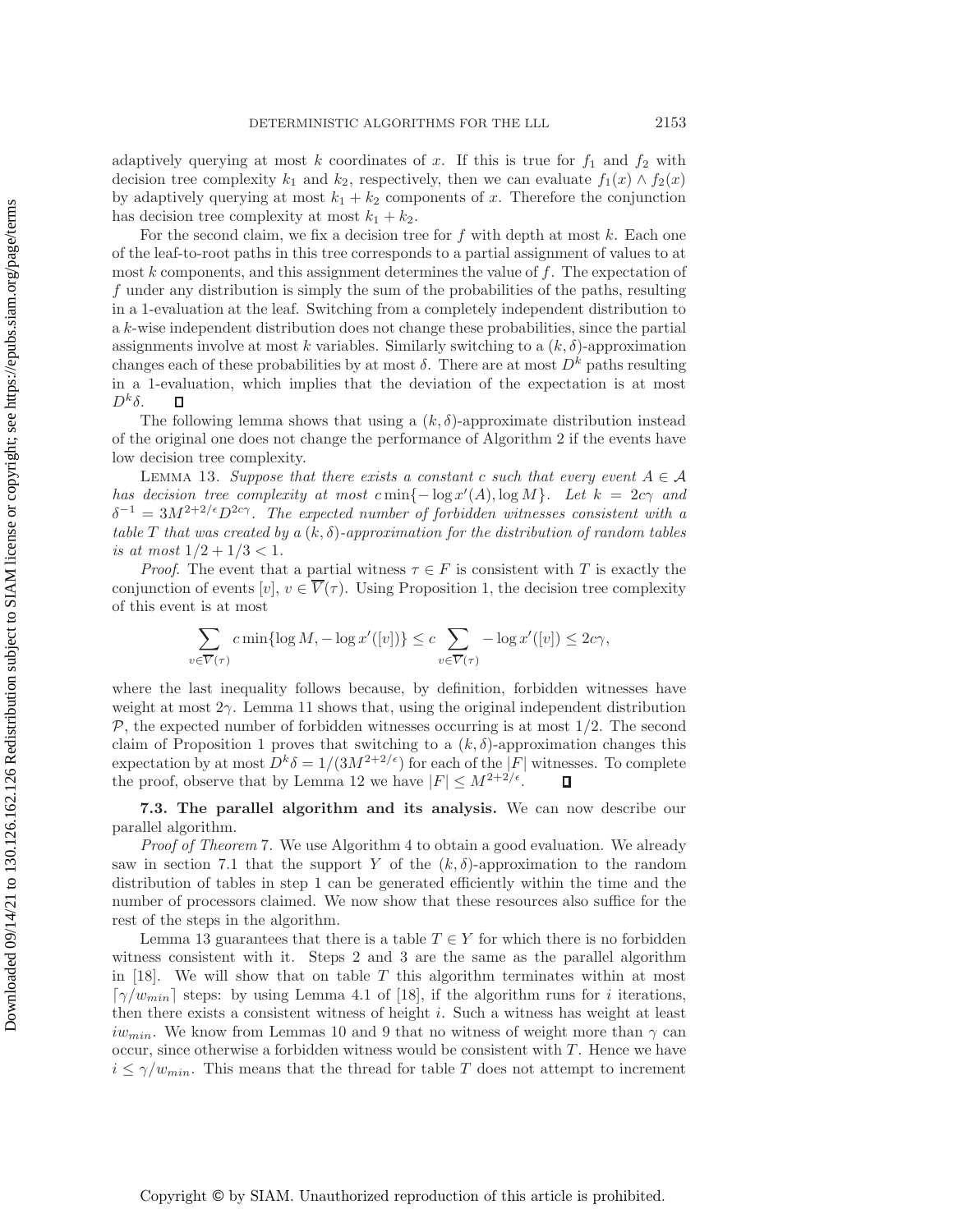adaptively querying at most $k$ coordinates of $x$. If this is true for $f_1$ and $f_2$ with decision tree complexity $k_1$ and $k_2$, respectively, then we can evaluate $f_1(x) \wedge f_2(x)$ by adaptively querying at most $k_1 + k_2$ components of $x$. Therefore the conjunction has decision tree complexity at most $k_1 + k_2$.

For the second claim, we fix a decision tree for $f$ with depth at most $k$. Each one of the leaf-to-root paths in this tree corresponds to a partial assignment of values to at most $k$ components, and this assignment determines the value of $f$. The expectation of $f$ under any distribution is simply the sum of the probabilities of the paths, resulting in a 1-evaluation at the leaf. Switching from a completely independent distribution to a $k$-wise independent distribution does not change these probabilities, since the partial assignments involve at most $k$ variables. Similarly switching to a $(k, \delta)$-approximation changes each of these probabilities by at most $\delta$. There are at most $D^k$ paths resulting in a 1-evaluation, which implies that the deviation of the expectation is at most $D^k \delta$. ∎

The following lemma shows that using a $(k, \delta)$-approximate distribution instead of the original one does not change the performance of Algorithm 2 if the events have low decision tree complexity.

LEMMA 13. *Suppose that there exists a constant $c$ such that every event $A \in \mathcal{A}$ has decision tree complexity at most $c \min\{-\log x'(A), \log M\}$. Let $k = 2c\gamma$ and $\delta^{-1} = 3M^{2+2/\epsilon} D^{2c\gamma}$. The expected number of forbidden witnesses consistent with a table $T$ that was created by a $(k, \delta)$-approximation for the distribution of random tables is at most $1/2 + 1/3 < 1$.*

*Proof.* The event that a partial witness $\tau \in F$ is consistent with $T$ is exactly the conjunction of events $[v]$, $v \in \overline{V}(\tau)$. Using Proposition 1, the decision tree complexity of this event is at most

$$\sum_{v \in \overline{V}(\tau)} c \min\{\log M, -\log x'([v])\} \leq c \sum_{v \in \overline{V}(\tau)} -\log x'([v]) \leq 2c\gamma,$$

where the last inequality follows because, by definition, forbidden witnesses have weight at most $2\gamma$. Lemma 11 shows that, using the original independent distribution $\mathcal{P}$, the expected number of forbidden witnesses occurring is at most $1/2$. The second claim of Proposition 1 proves that switching to a $(k, \delta)$-approximation changes this expectation by at most $D^k \delta = 1/(3M^{2+2/\epsilon})$ for each of the $|F|$ witnesses. To complete the proof, observe that by Lemma 12 we have $|F| \leq M^{2+2/\epsilon}$. ∎

**7.3. The parallel algorithm and its analysis.** We can now describe our parallel algorithm.

*Proof of Theorem* 7. We use Algorithm 4 to obtain a good evaluation. We already saw in section 7.1 that the support $Y$ of the $(k, \delta)$-approximation to the random distribution of tables in step 1 can be generated efficiently within the time and the number of processors claimed. We now show that these resources also suffice for the rest of the steps in the algorithm.

Lemma 13 guarantees that there is a table $T \in Y$ for which there is no forbidden witness consistent with it. Steps 2 and 3 are the same as the parallel algorithm in [18]. We will show that on table $T$ this algorithm terminates within at most $\lceil \gamma / w_{min} \rceil$ steps: by using Lemma 4.1 of [18], if the algorithm runs for $i$ iterations, then there exists a consistent witness of height $i$. Such a witness has weight at least $i w_{min}$. We know from Lemmas 10 and 9 that no witness of weight more than $\gamma$ can occur, since otherwise a forbidden witness would be consistent with $T$. Hence we have $i \leq \gamma / w_{min}$. This means that the thread for table $T$ does not attempt to increment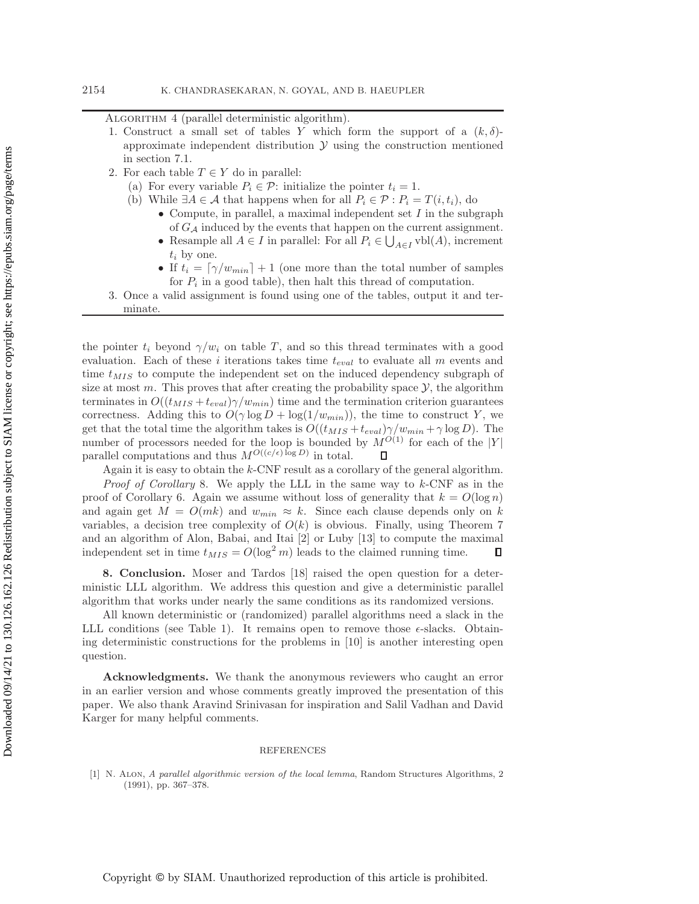Algorithm 4 (parallel deterministic algorithm).

1. Construct a small set of tables $Y$ which form the support of a $(k, \delta)$-approximate independent distribution $\mathcal{Y}$ using the construction mentioned in section 7.1.
2. For each table $T \in Y$ do in parallel:
   - (a) For every variable $P_i \in \mathcal{P}$: initialize the pointer $t_i = 1$.
   - (b) While $\exists A \in \mathcal{A}$ that happens when for all $P_i \in \mathcal{P} : P_i = T(i, t_i)$, do
     - Compute, in parallel, a maximal independent set $I$ in the subgraph of $G_{\mathcal{A}}$ induced by the events that happen on the current assignment.
     - Resample all $A \in I$ in parallel: For all $P_i \in \bigcup_{A \in I} \text{vbl}(A)$, increment $t_i$ by one.
     - If $t_i = \lceil \gamma / w_{min} \rceil + 1$ (one more than the total number of samples for $P_i$ in a good table), then halt this thread of computation.
3. Once a valid assignment is found using one of the tables, output it and terminate.

the pointer $t_i$ beyond $\gamma/w_i$ on table $T$, and so this thread terminates with a good evaluation. Each of these $i$ iterations takes time $t_{eval}$ to evaluate all $m$ events and time $t_{MIS}$ to compute the independent set on the induced dependency subgraph of size at most $m$. This proves that after creating the probability space $\mathcal{Y}$, the algorithm terminates in $O((t_{MIS} + t_{eval})\gamma/w_{min})$ time and the termination criterion guarantees correctness. Adding this to $O(\gamma \log D + \log(1/w_{min}))$, the time to construct $Y$, we get that the total time the algorithm takes is $O((t_{MIS} + t_{eval})\gamma/w_{min} + \gamma \log D)$. The number of processors needed for the loop is bounded by $M^{O(1)}$ for each of the $|Y|$ parallel computations and thus $M^{O((c/\epsilon)\log D)}$ in total. ∎

Again it is easy to obtain the $k$-CNF result as a corollary of the general algorithm.

*Proof of Corollary* 8. We apply the LLL in the same way to $k$-CNF as in the proof of Corollary 6. Again we assume without loss of generality that $k = O(\log n)$ and again get $M = O(mk)$ and $w_{min} \approx k$. Since each clause depends only on $k$ variables, a decision tree complexity of $O(k)$ is obvious. Finally, using Theorem 7 and an algorithm of Alon, Babai, and Itai [2] or Luby [13] to compute the maximal independent set in time $t_{MIS} = O(\log^2 m)$ leads to the claimed running time. ∎

## 8. Conclusion.

Moser and Tardos [18] raised the open question for a deterministic LLL algorithm. We address this question and give a deterministic parallel algorithm that works under nearly the same conditions as its randomized versions.

All known deterministic or (randomized) parallel algorithms need a slack in the LLL conditions (see Table 1). It remains open to remove those $\epsilon$-slacks. Obtaining deterministic constructions for the problems in [10] is another interesting open question.

**Acknowledgments.** We thank the anonymous reviewers who caught an error in an earlier version and whose comments greatly improved the presentation of this paper. We also thank Aravind Srinivasan for inspiration and Salil Vadhan and David Karger for many helpful comments.

## REFERENCES

[1] N. Alon, *A parallel algorithmic version of the local lemma*, Random Structures Algorithms, 2 (1991), pp. 367–378.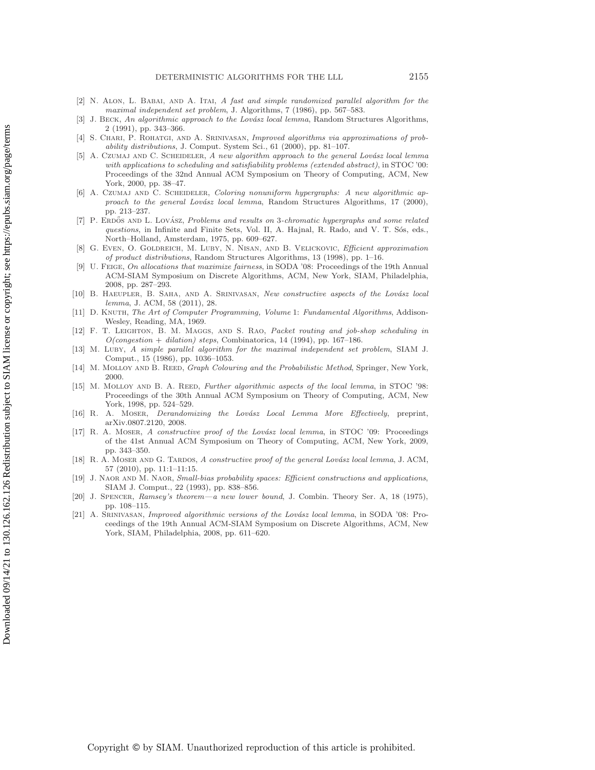[2] N. Alon, L. Babai, and A. Itai, *A fast and simple randomized parallel algorithm for the maximal independent set problem*, J. Algorithms, 7 (1986), pp. 567–583.

[3] J. Beck, *An algorithmic approach to the Lovász local lemma*, Random Structures Algorithms, 2 (1991), pp. 343–366.

[4] S. Chari, P. Rohatgi, and A. Srinivasan, *Improved algorithms via approximations of probability distributions*, J. Comput. System Sci., 61 (2000), pp. 81–107.

[5] A. Czumaj and C. Scheideler, *A new algorithm approach to the general Lovász local lemma with applications to scheduling and satisfiability problems (extended abstract)*, in STOC '00: Proceedings of the 32nd Annual ACM Symposium on Theory of Computing, ACM, New York, 2000, pp. 38–47.

[6] A. Czumaj and C. Scheideler, *Coloring nonuniform hypergraphs: A new algorithmic approach to the general Lovász local lemma*, Random Structures Algorithms, 17 (2000), pp. 213–237.

[7] P. Erdős and L. Lovász, *Problems and results on 3-chromatic hypergraphs and some related questions*, in Infinite and Finite Sets, Vol. II, A. Hajnal, R. Rado, and V. T. Sós, eds., North–Holland, Amsterdam, 1975, pp. 609–627.

[8] G. Even, O. Goldreich, M. Luby, N. Nisan, and B. Velickovic, *Efficient approximation of product distributions*, Random Structures Algorithms, 13 (1998), pp. 1–16.

[9] U. Feige, *On allocations that maximize fairness*, in SODA '08: Proceedings of the 19th Annual ACM-SIAM Symposium on Discrete Algorithms, ACM, New York, SIAM, Philadelphia, 2008, pp. 287–293.

[10] B. Haeupler, B. Saha, and A. Srinivasan, *New constructive aspects of the Lovász local lemma*, J. ACM, 58 (2011), 28.

[11] D. Knuth, *The Art of Computer Programming, Volume* 1: *Fundamental Algorithms*, Addison-Wesley, Reading, MA, 1969.

[12] F. T. Leighton, B. M. Maggs, and S. Rao, *Packet routing and job-shop scheduling in O(congestion + dilation) steps*, Combinatorica, 14 (1994), pp. 167–186.

[13] M. Luby, *A simple parallel algorithm for the maximal independent set problem*, SIAM J. Comput., 15 (1986), pp. 1036–1053.

[14] M. Molloy and B. Reed, *Graph Colouring and the Probabilistic Method*, Springer, New York, 2000.

[15] M. Molloy and B. A. Reed, *Further algorithmic aspects of the local lemma*, in STOC '98: Proceedings of the 30th Annual ACM Symposium on Theory of Computing, ACM, New York, 1998, pp. 524–529.

[16] R. A. Moser, *Derandomizing the Lovász Local Lemma More Effectively*, preprint, arXiv.0807.2120, 2008.

[17] R. A. Moser, *A constructive proof of the Lovász local lemma*, in STOC '09: Proceedings of the 41st Annual ACM Symposium on Theory of Computing, ACM, New York, 2009, pp. 343–350.

[18] R. A. Moser and G. Tardos, *A constructive proof of the general Lovász local lemma*, J. ACM, 57 (2010), pp. 11:1–11:15.

[19] J. Naor and M. Naor, *Small-bias probability spaces: Efficient constructions and applications*, SIAM J. Comput., 22 (1993), pp. 838–856.

[20] J. Spencer, *Ramsey's theorem—a new lower bound*, J. Combin. Theory Ser. A, 18 (1975), pp. 108–115.

[21] A. Srinivasan, *Improved algorithmic versions of the Lovász local lemma*, in SODA '08: Proceedings of the 19th Annual ACM-SIAM Symposium on Discrete Algorithms, ACM, New York, SIAM, Philadelphia, 2008, pp. 611–620.